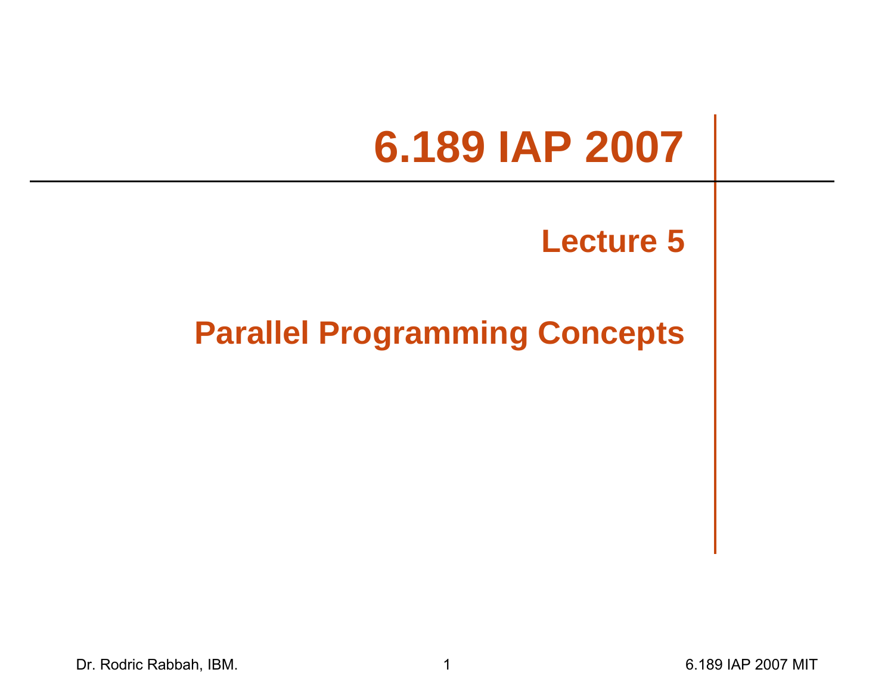# 6.189 IAP 2007

## Lecture 5

## Parallel Programming Concepts

Dr. Rodric Rabbah, IBM.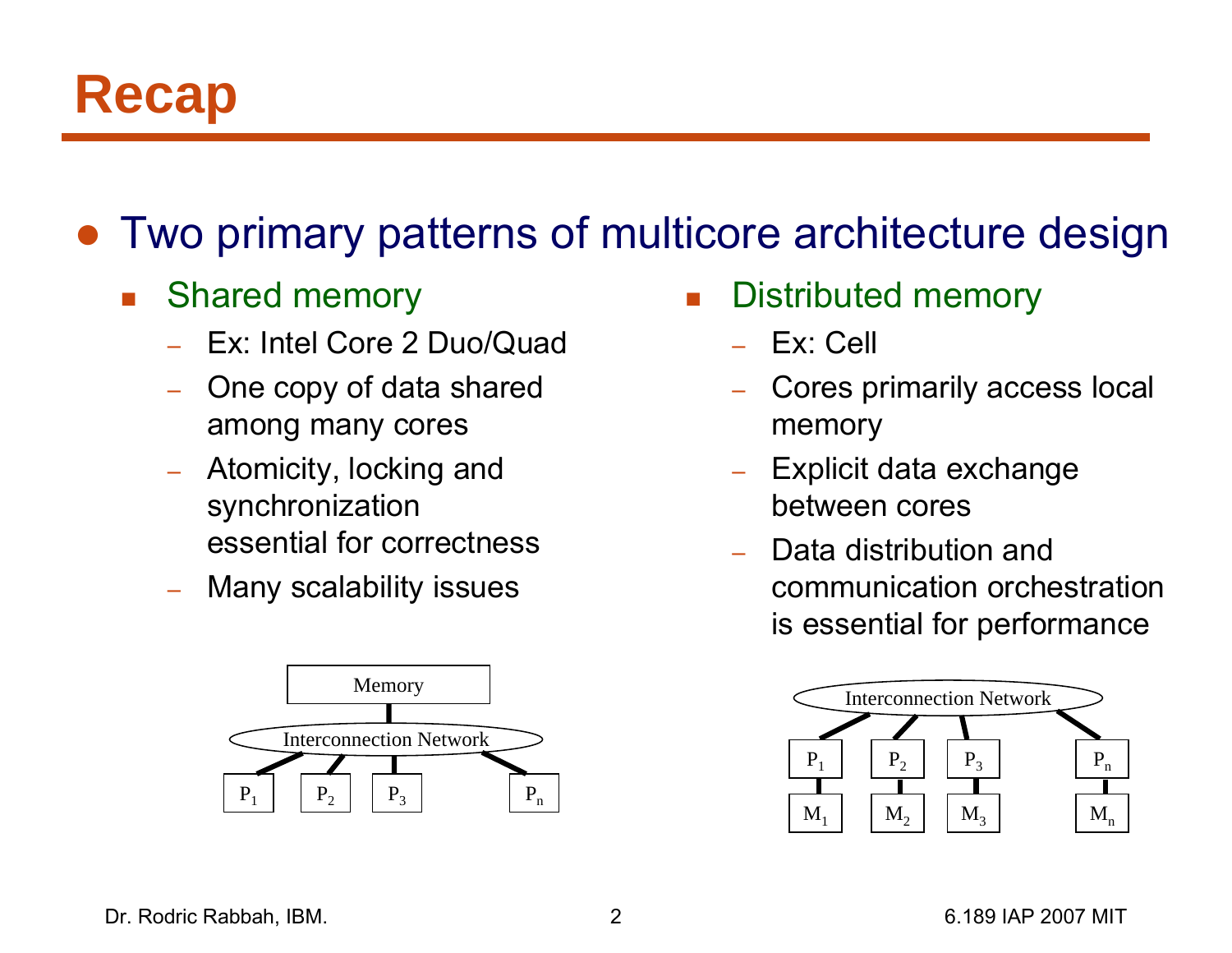# Recap

- Two primary patterns of multicore architecture design
  - Shared memory
    - Ex: Intel Core 2 Duo/Quad
    - One copy of data shared among many cores
    - Atomicity, locking and synchronization essential for correctness
    - Many scalability issues
  - Distributed memory
    - Ex: Cell
    - Cores primarily access local memory
    - Explicit data exchange between cores
    - Data distribution and communication orchestration is essential for performance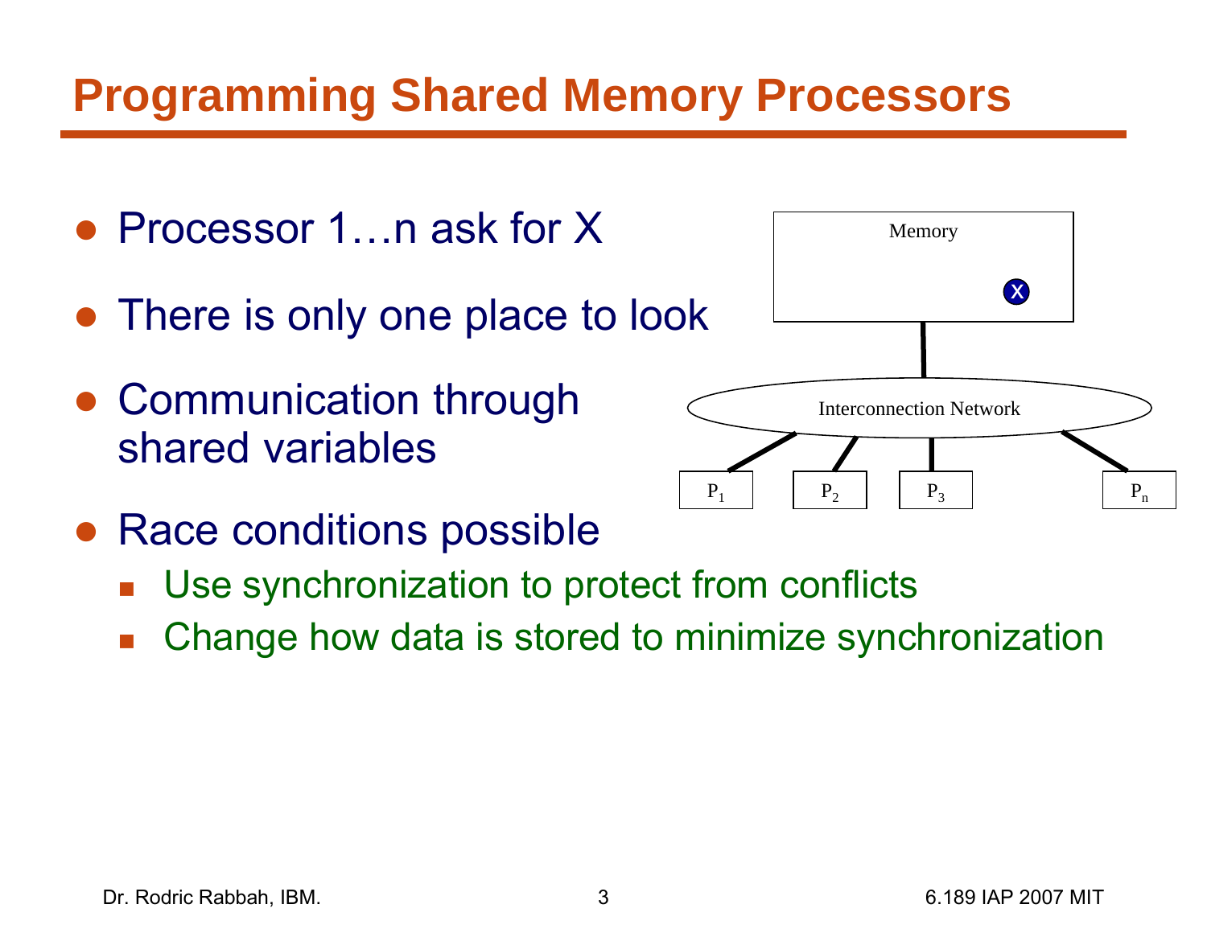# Programming Shared Memory Processors

- Processor 1…n ask for X
- There is only one place to look
- Communication through shared variables
- Race conditions possible
  - Use synchronization to protect from conflicts
  - Change how data is stored to minimize synchronization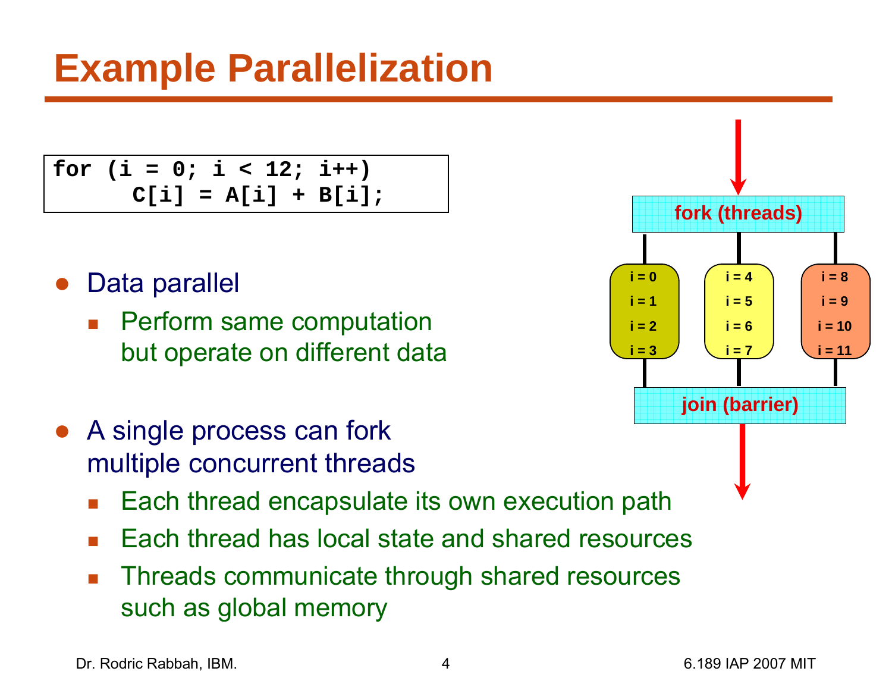# Example Parallelization

```
for (i = 0; i < 12; i++)
      C[i] = A[i] + B[i];
```

fork (threads)

| | | |
|---|---|---|
| i = 0 | i = 4 | i = 8 |
| i = 1 | i = 5 | i = 9 |
| i = 2 | i = 6 | i = 10 |
| i = 3 | i = 7 | i = 11 |

join (barrier)

- Data parallel
  - Perform same computation but operate on different data
- A single process can fork multiple concurrent threads
  - Each thread encapsulate its own execution path
  - Each thread has local state and shared resources
  - Threads communicate through shared resources such as global memory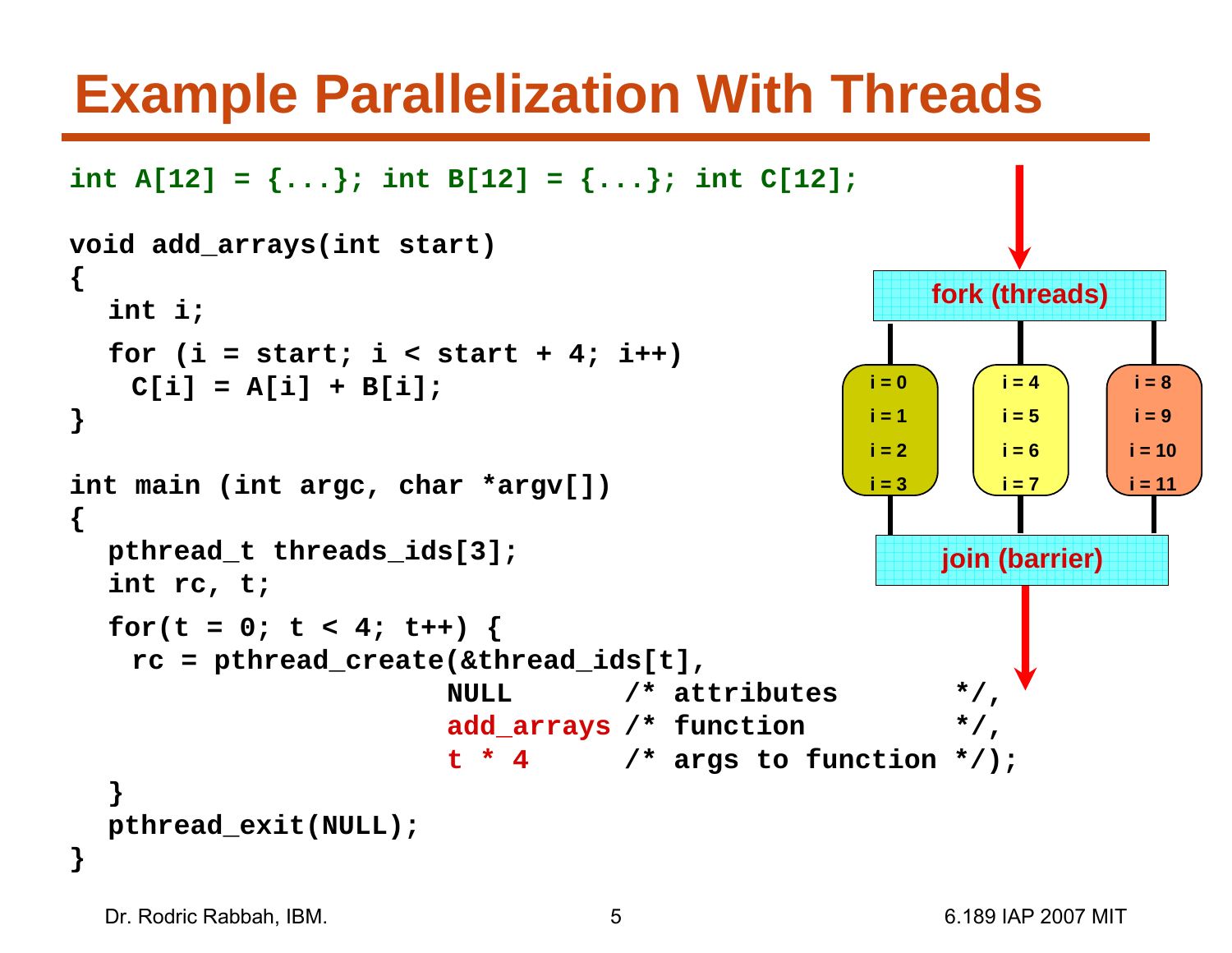# Example Parallelization With Threads

```
int A[12] = {...}; int B[12] = {...}; int C[12];

void add_arrays(int start)
{
  int i;
  for (i = start; i < start + 4; i++)
    C[i] = A[i] + B[i];
}

int main (int argc, char *argv[])
{
  pthread_t threads_ids[3];
  int rc, t;
  for(t = 0; t < 4; t++) {
    rc = pthread_create(&thread_ids[t],
                        NULL       /* attributes       */,
                        add_arrays /* function         */,
                        t * 4      /* args to function */);
  }
  pthread_exit(NULL);
}
```

fork (threads)

| i = 0 | i = 4 | i = 8 |
|---|---|---|
| i = 1 | i = 5 | i = 9 |
| i = 2 | i = 6 | i = 10 |
| i = 3 | i = 7 | i = 11 |

join (barrier)

Dr. Rodric Rabbah, IBM.

6.189 IAP 2007 MIT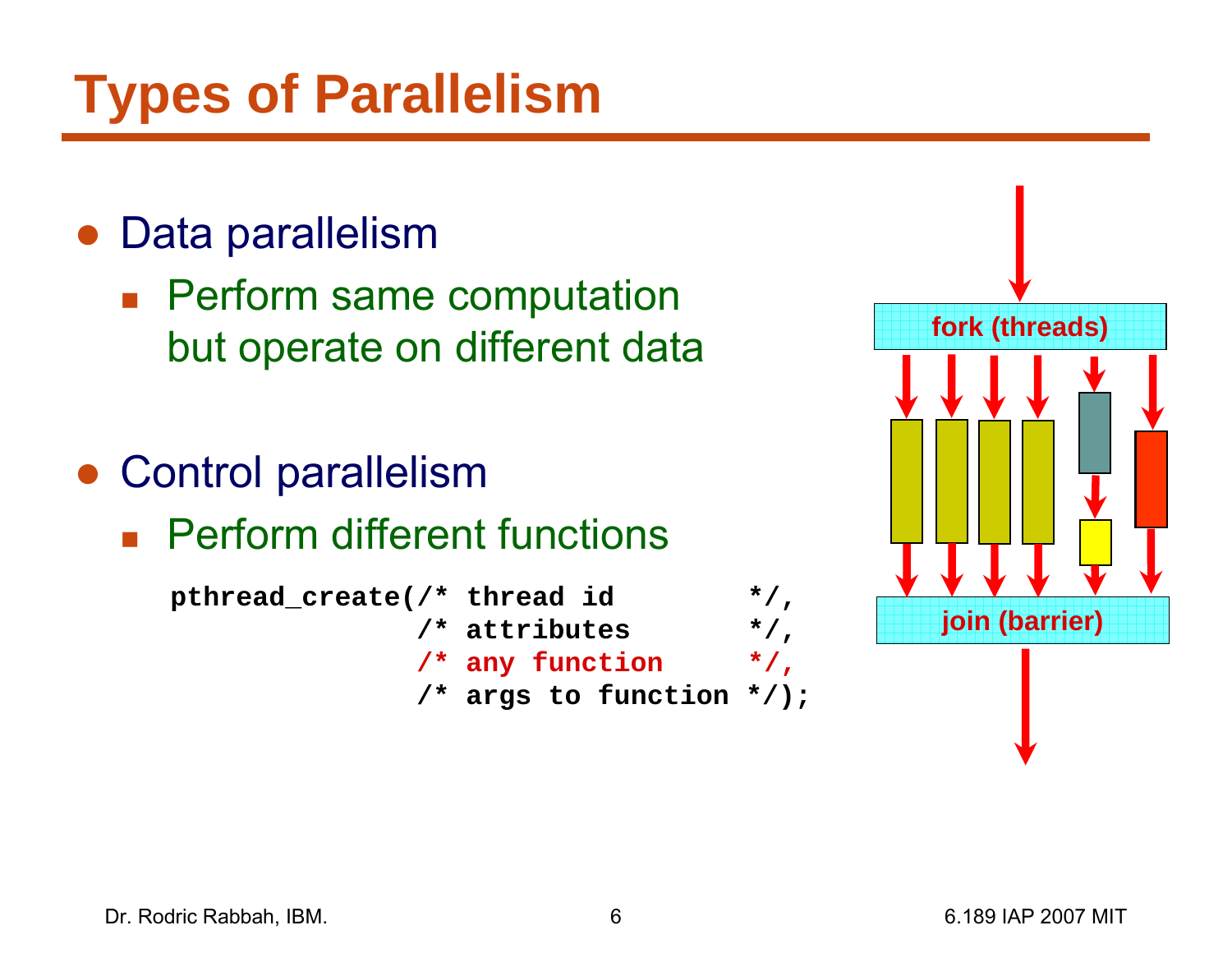# Types of Parallelism

- Data parallelism
  - Perform same computation but operate on different data
- Control parallelism
  - Perform different functions

```
pthread_create(/* thread id        */,
               /* attributes       */,
               /* any function     */,
               /* args to function */);
```

fork (threads)

join (barrier)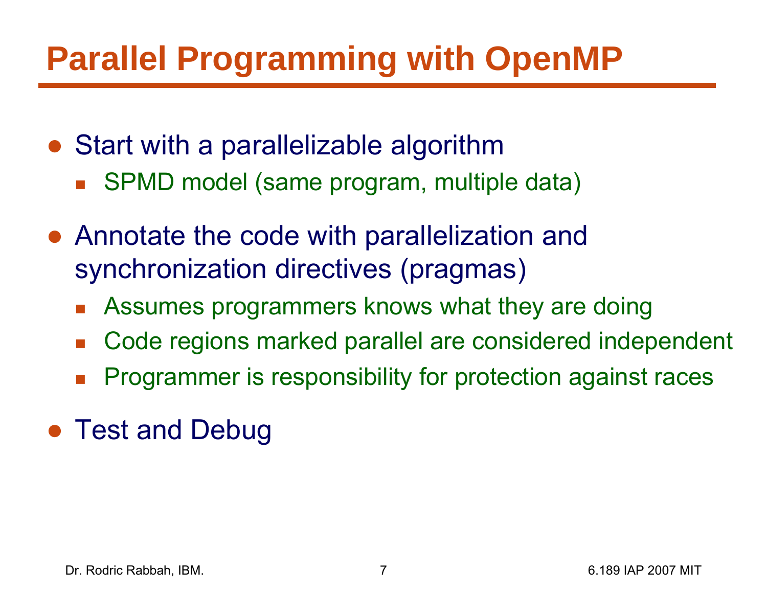# Parallel Programming with OpenMP

- Start with a parallelizable algorithm
  - SPMD model (same program, multiple data)
- Annotate the code with parallelization and synchronization directives (pragmas)
  - Assumes programmers knows what they are doing
  - Code regions marked parallel are considered independent
  - Programmer is responsibility for protection against races
- Test and Debug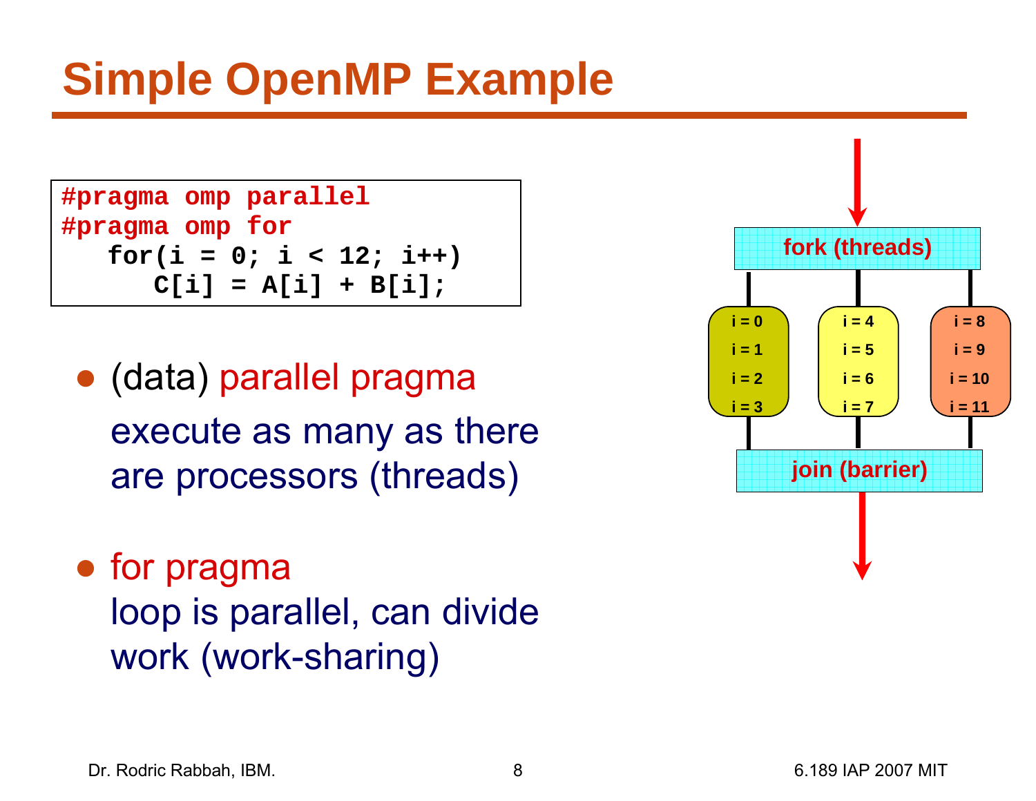# Simple OpenMP Example

```
#pragma omp parallel
#pragma omp for
   for(i = 0; i < 12; i++)
      C[i] = A[i] + B[i];
```

- (data) parallel pragma
  execute as many as there are processors (threads)
- for pragma
  loop is parallel, can divide work (work-sharing)

fork (threads)

| i = 0 | i = 4 | i = 8 |
|---|---|---|
| i = 1 | i = 5 | i = 9 |
| i = 2 | i = 6 | i = 10 |
| i = 3 | i = 7 | i = 11 |

join (barrier)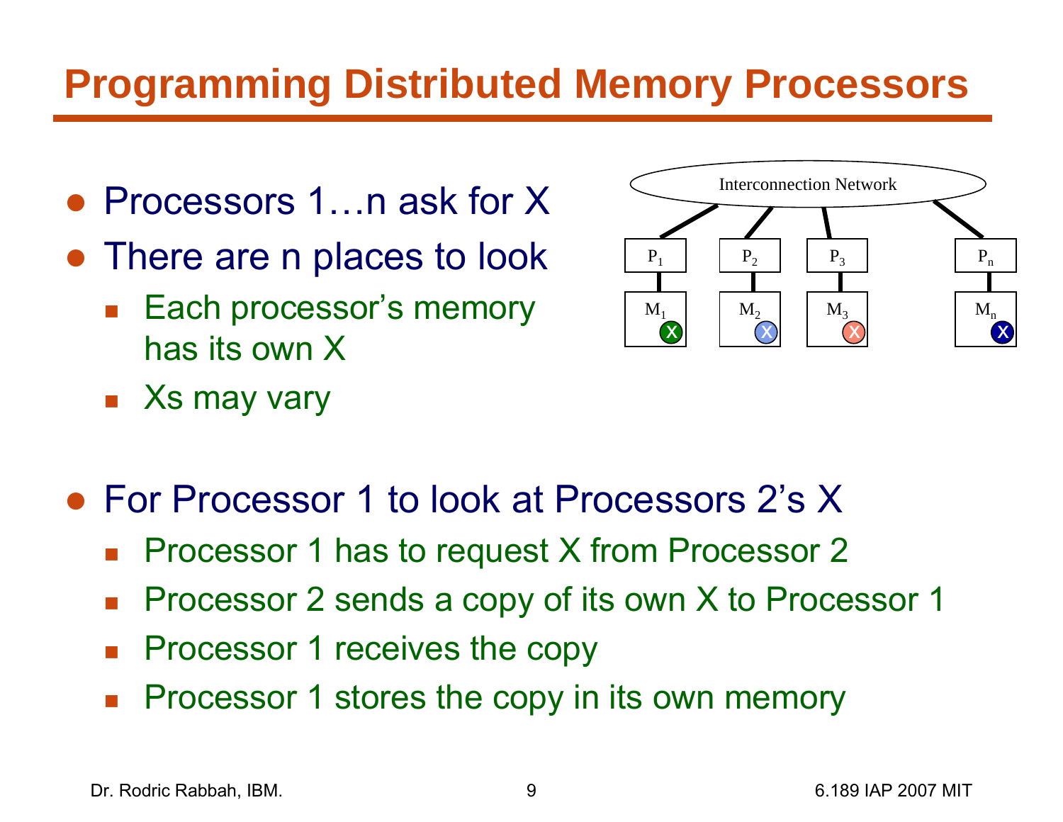# Programming Distributed Memory Processors

- Processors 1…n ask for X
- There are n places to look
  - Each processor's memory has its own X
  - Xs may vary

- For Processor 1 to look at Processors 2's X
  - Processor 1 has to request X from Processor 2
  - Processor 2 sends a copy of its own X to Processor 1
  - Processor 1 receives the copy
  - Processor 1 stores the copy in its own memory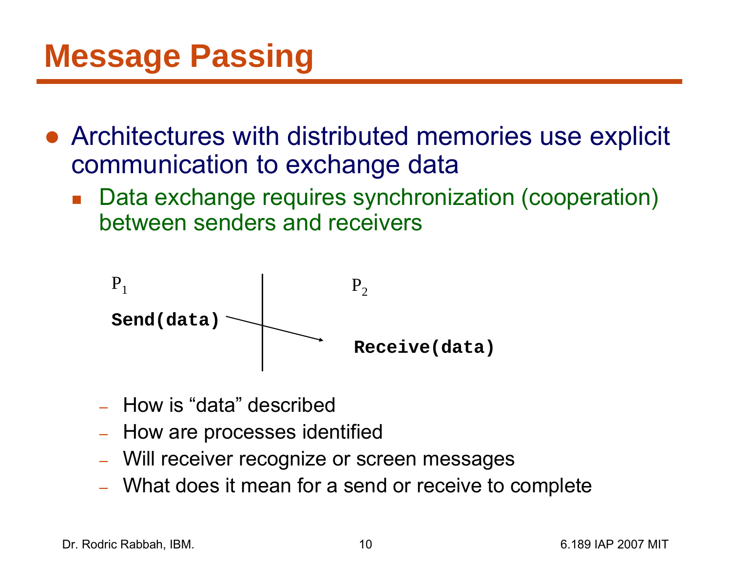# Message Passing

- Architectures with distributed memories use explicit communication to exchange data
  - Data exchange requires synchronization (cooperation) between senders and receivers

$P_1$ | $P_2$

```
Send(data)  ------>
                     Receive(data)
```

- How is "data" described
- How are processes identified
- Will receiver recognize or screen messages
- What does it mean for a send or receive to complete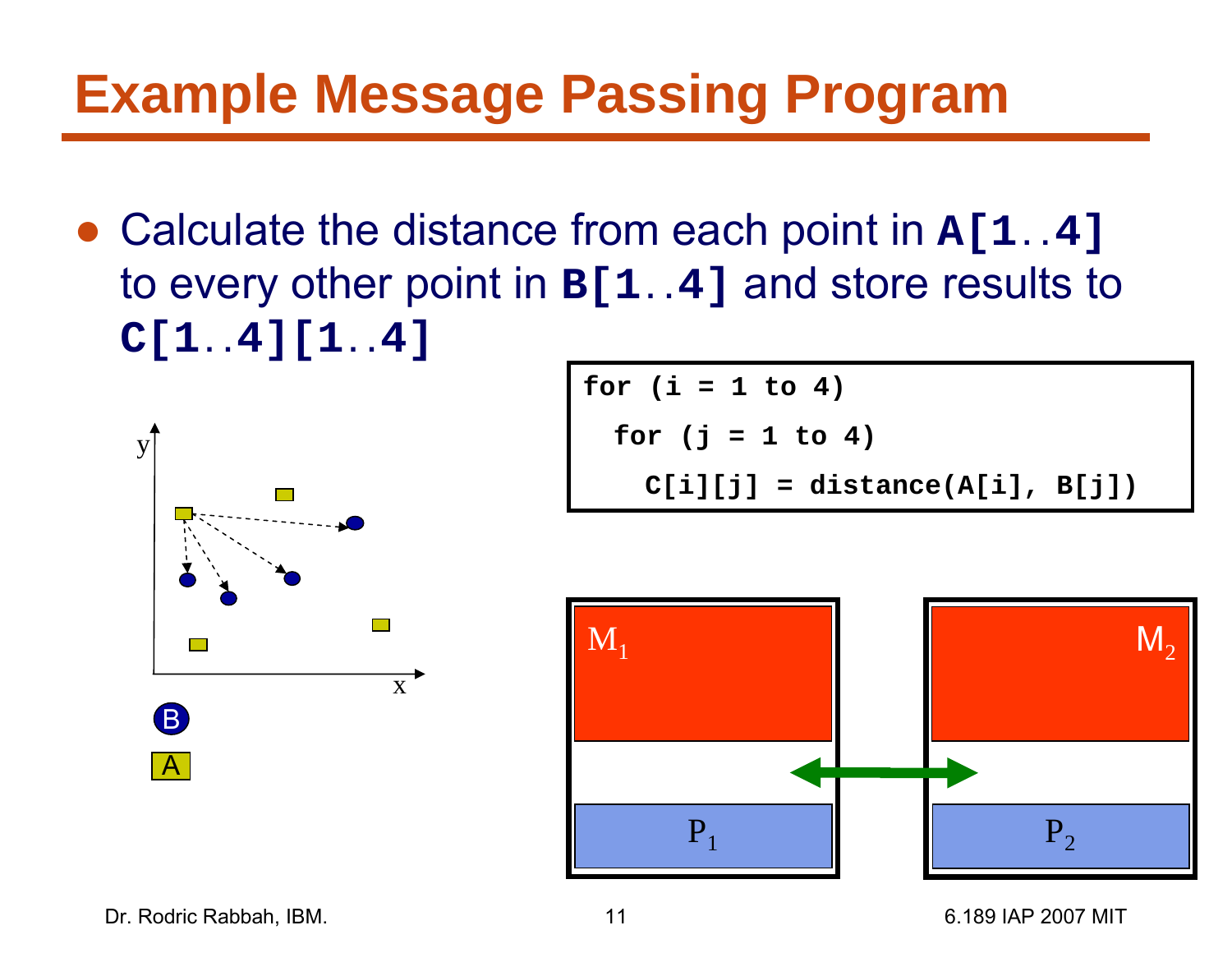# Example Message Passing Program

- Calculate the distance from each point in **A[1..4]** to every other point in **B[1..4]** and store results to **C[1..4][1..4]**

```
for (i = 1 to 4)
  for (j = 1 to 4)
    C[i][j] = distance(A[i], B[j])
```

y

x

B

A

$M_1$

$M_2$

$P_1$

$P_2$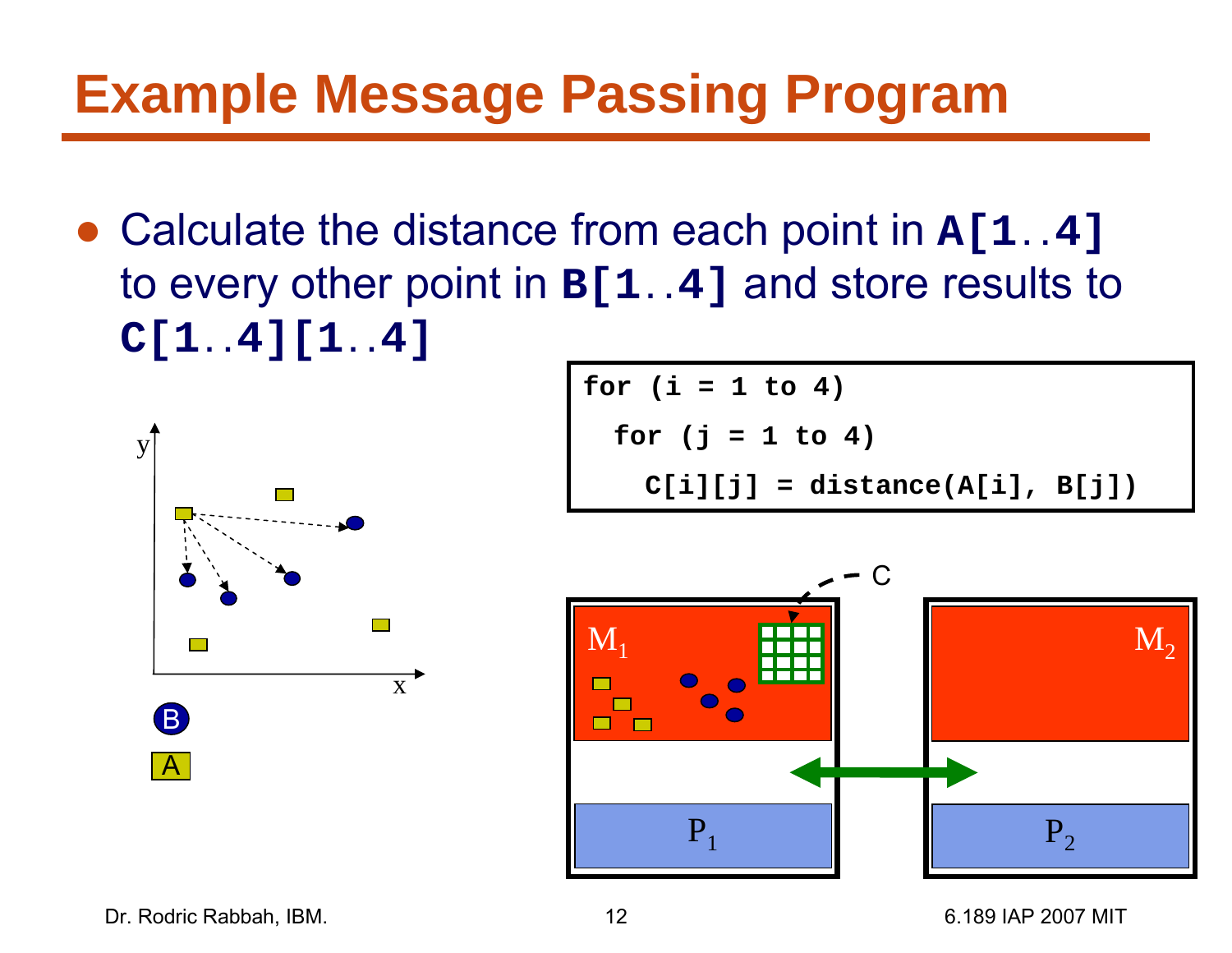# Example Message Passing Program

- Calculate the distance from each point in **A[1..4]** to every other point in **B[1..4]** and store results to **C[1..4][1..4]**

```
for (i = 1 to 4)
  for (j = 1 to 4)
    C[i][j] = distance(A[i], B[j])
```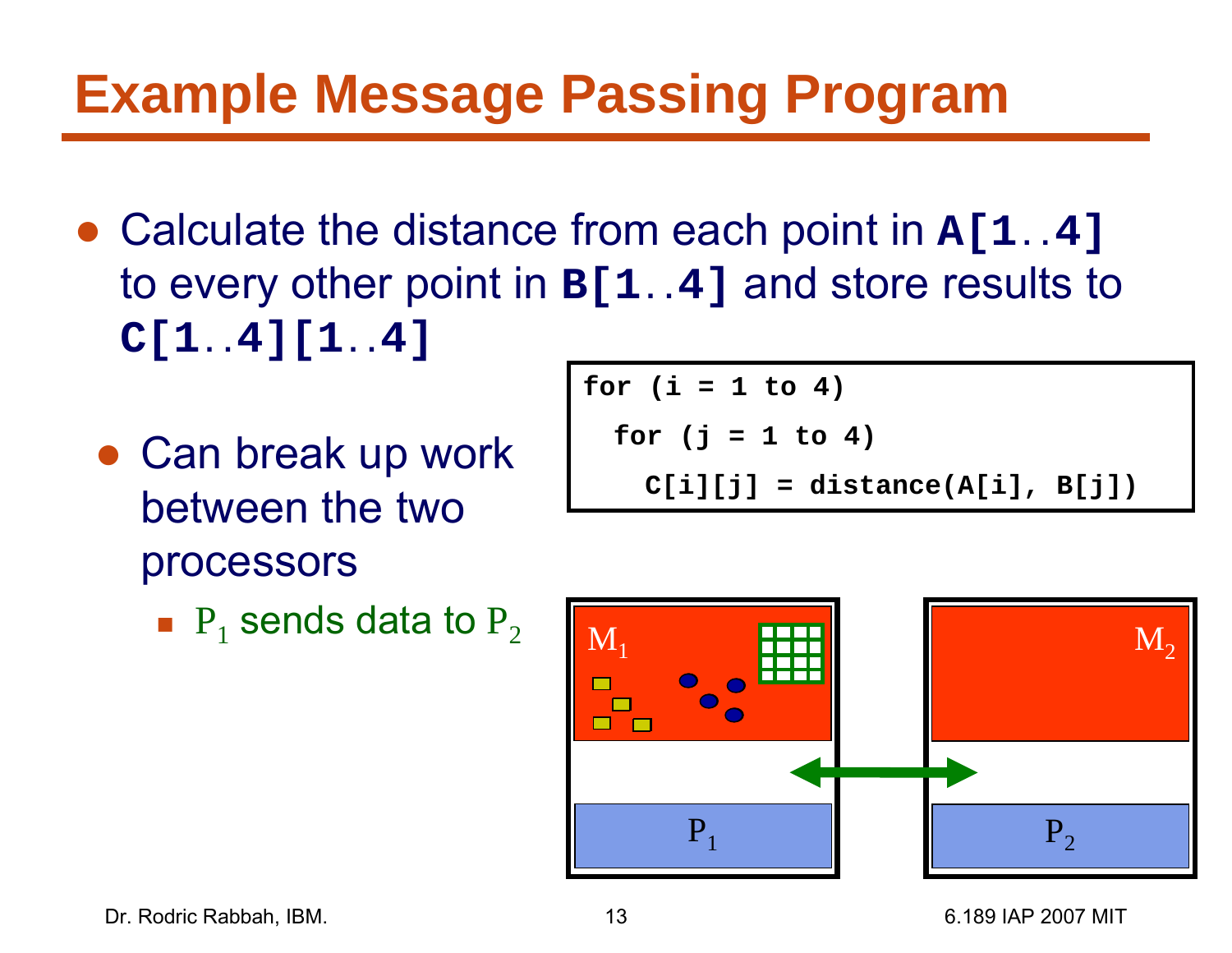# Example Message Passing Program

- Calculate the distance from each point in **A[1..4]** to every other point in **B[1..4]** and store results to **C[1..4][1..4]**

```
for (i = 1 to 4)
  for (j = 1 to 4)
    C[i][j] = distance(A[i], B[j])
```

  - Can break up work between the two processors
    - $P_1$ sends data to $P_2$

$M_1$ $M_2$ $P_1$ $P_2$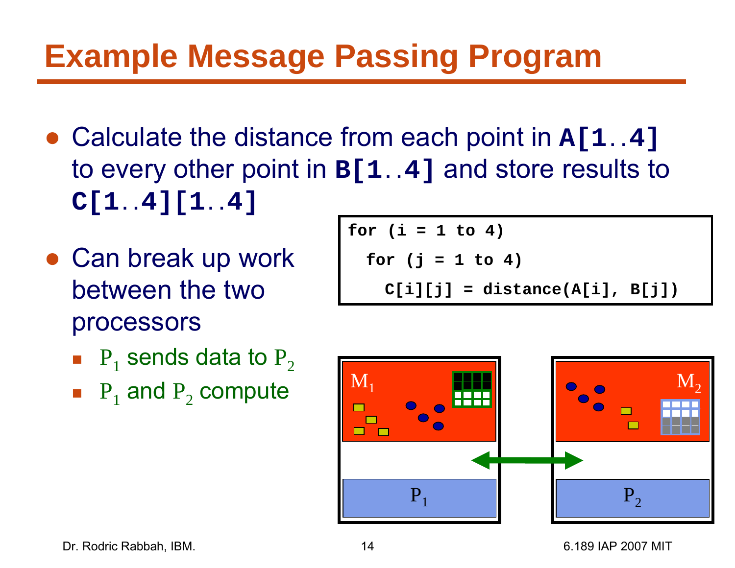# Example Message Passing Program

- Calculate the distance from each point in **A[1..4]** to every other point in **B[1..4]** and store results to **C[1..4][1..4]**

```
for (i = 1 to 4)
  for (j = 1 to 4)
    C[i][j] = distance(A[i], B[j])
```

- Can break up work between the two processors
  - $P_1$ sends data to $P_2$
  - $P_1$ and $P_2$ compute

$M_1$ $M_2$

$P_1$ $P_2$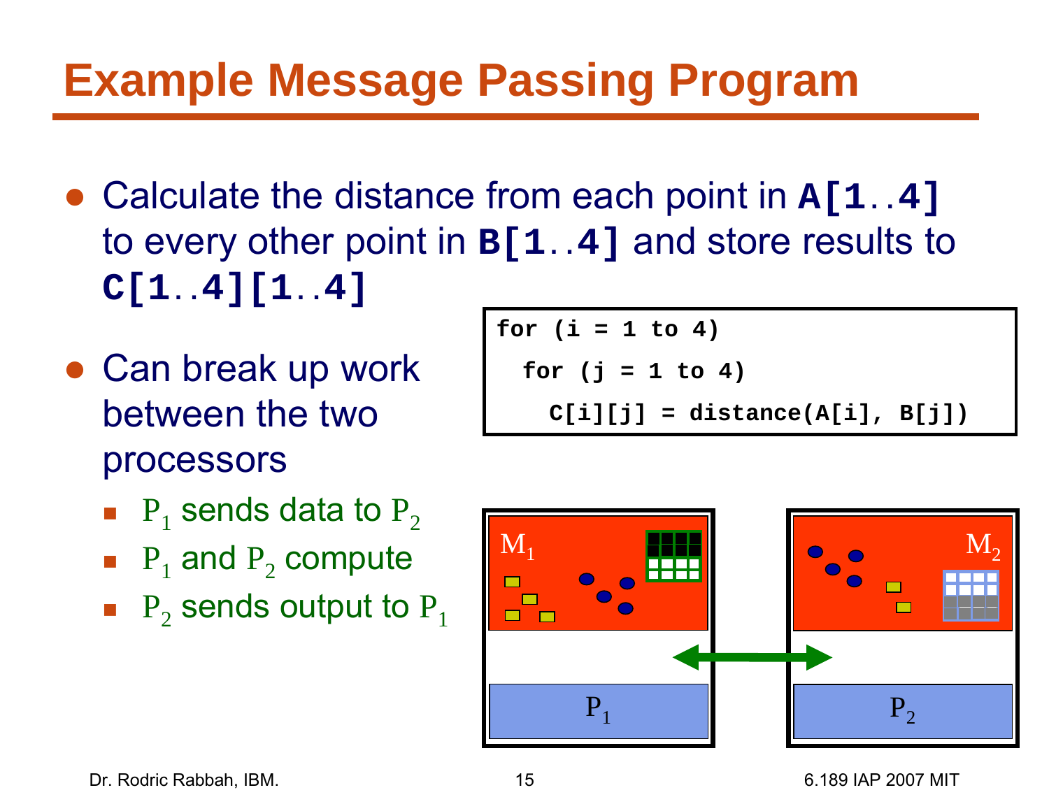# Example Message Passing Program

- Calculate the distance from each point in **A[1..4]** to every other point in **B[1..4]** and store results to **C[1..4][1..4]**

```
for (i = 1 to 4)
  for (j = 1 to 4)
    C[i][j] = distance(A[i], B[j])
```

- Can break up work between the two processors
  - $P_1$ sends data to $P_2$
  - $P_1$ and $P_2$ compute
  - $P_2$ sends output to $P_1$

$M_1$ $M_2$ $P_1$ $P_2$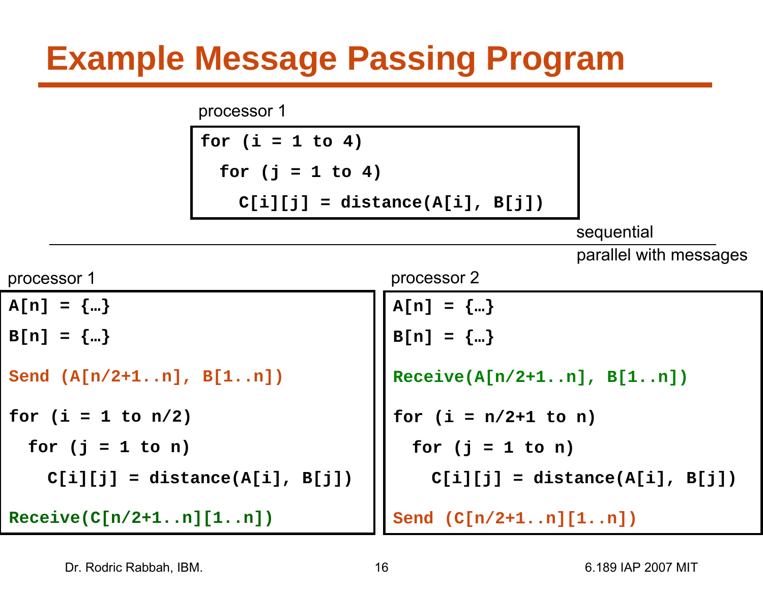# Example Message Passing Program

processor 1

```
for (i = 1 to 4)
  for (j = 1 to 4)
    C[i][j] = distance(A[i], B[j])
```

sequential

parallel with messages

processor 1

```
A[n] = {…}
B[n] = {…}

Send (A[n/2+1..n], B[1..n])

for (i = 1 to n/2)
  for (j = 1 to n)
    C[i][j] = distance(A[i], B[j])

Receive(C[n/2+1..n][1..n])
```

processor 2

```
A[n] = {…}
B[n] = {…}

Receive(A[n/2+1..n], B[1..n])

for (i = n/2+1 to n)
  for (j = 1 to n)
    C[i][j] = distance(A[i], B[j])

Send (C[n/2+1..n][1..n])
```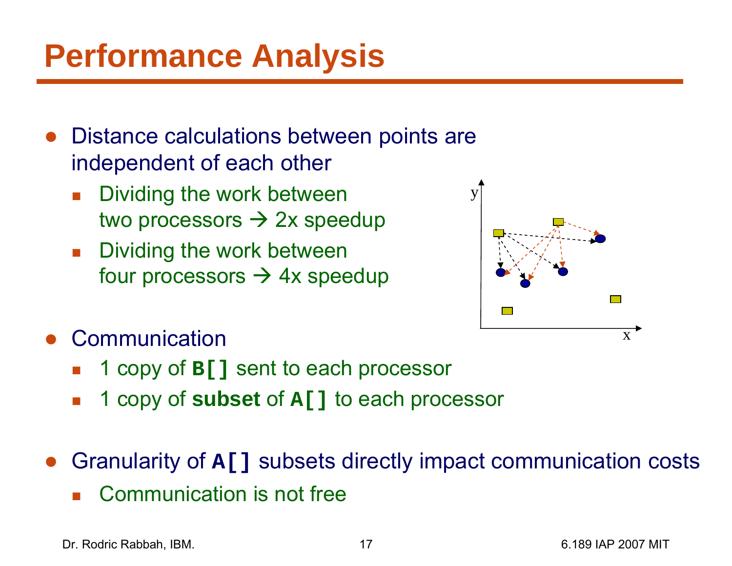# Performance Analysis

- Distance calculations between points are independent of each other
  - Dividing the work between two processors → 2x speedup
  - Dividing the work between four processors → 4x speedup
- Communication
  - 1 copy of **`B[]`** sent to each processor
  - 1 copy of **subset** of **`A[]`** to each processor
- Granularity of **`A[]`** subsets directly impact communication costs
  - Communication is not free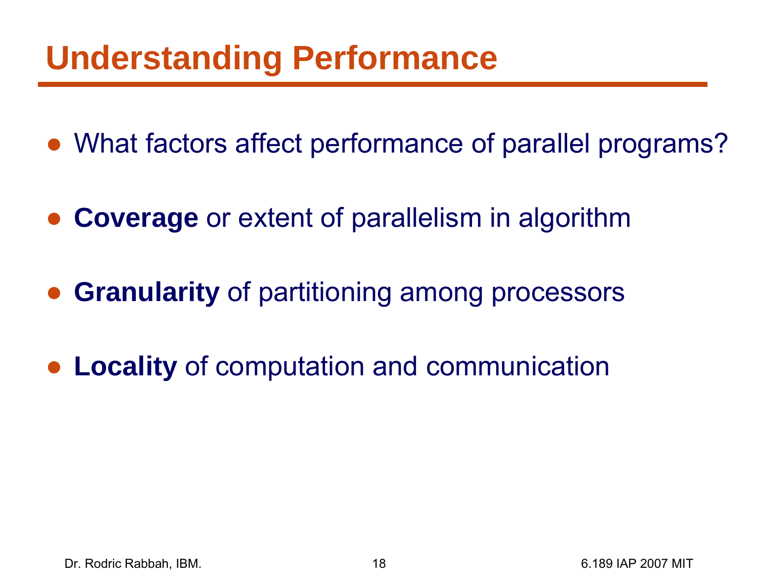# Understanding Performance

- What factors affect performance of parallel programs?
- **Coverage** or extent of parallelism in algorithm
- **Granularity** of partitioning among processors
- **Locality** of computation and communication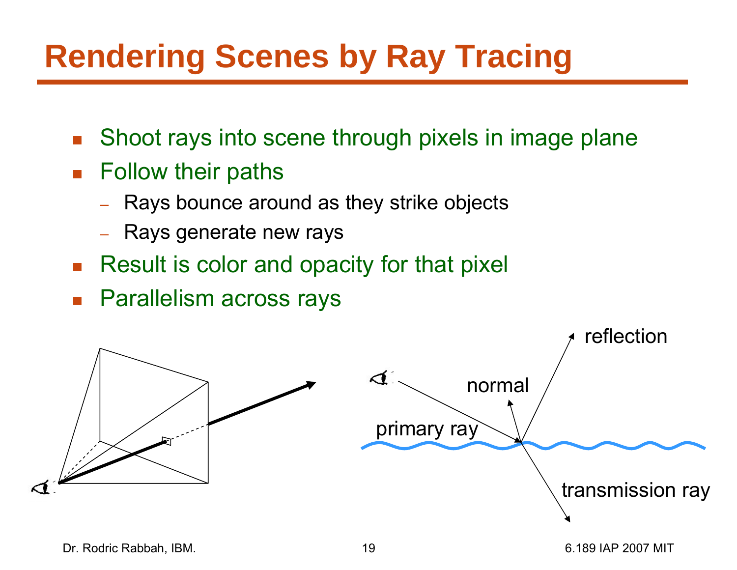# Rendering Scenes by Ray Tracing

- Shoot rays into scene through pixels in image plane
- Follow their paths
  - Rays bounce around as they strike objects
  - Rays generate new rays
- Result is color and opacity for that pixel
- Parallelism across rays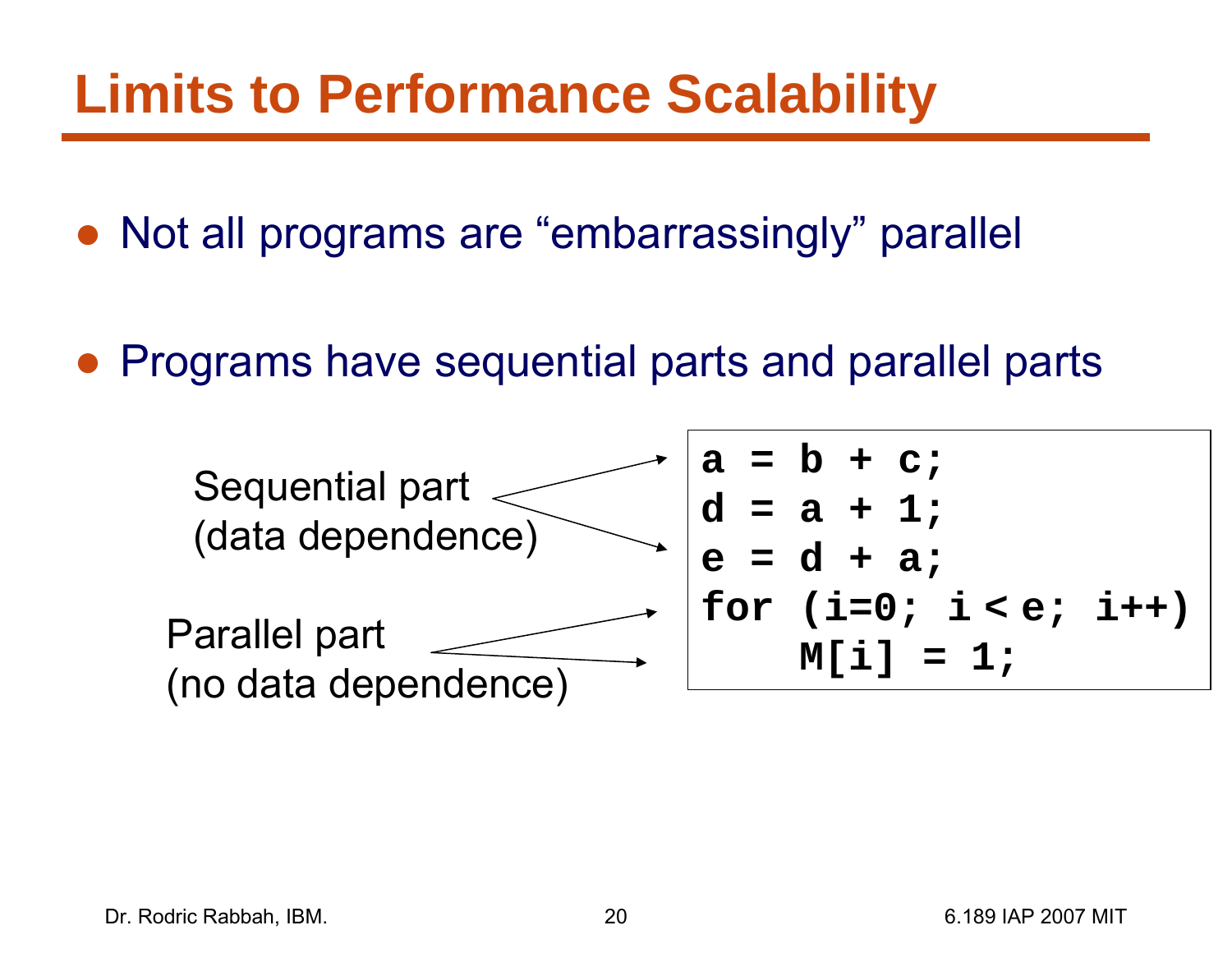# Limits to Performance Scalability

- Not all programs are “embarrassingly” parallel
- Programs have sequential parts and parallel parts

Sequential part (data dependence)

Parallel part (no data dependence)

```
a = b + c;
d = a + 1;
e = d + a;
for (i=0; i < e; i++)
    M[i] = 1;
```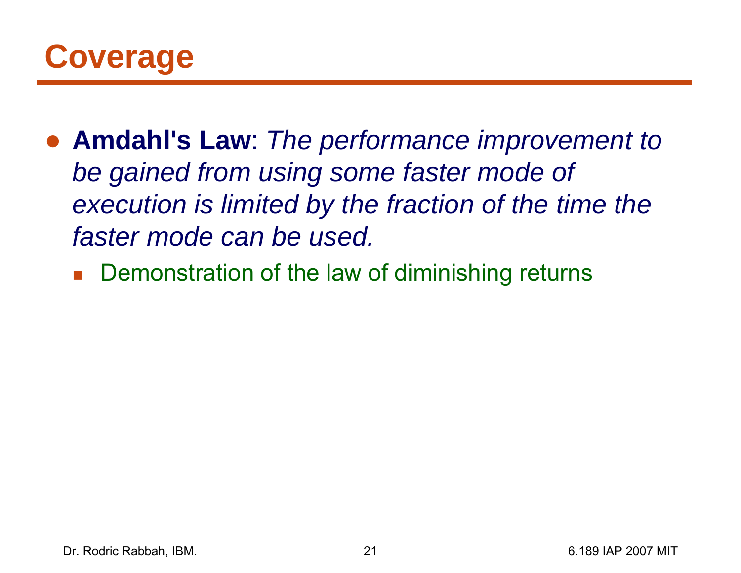# Coverage

- **Amdahl's Law**: *The performance improvement to be gained from using some faster mode of execution is limited by the fraction of the time the faster mode can be used.*
  - Demonstration of the law of diminishing returns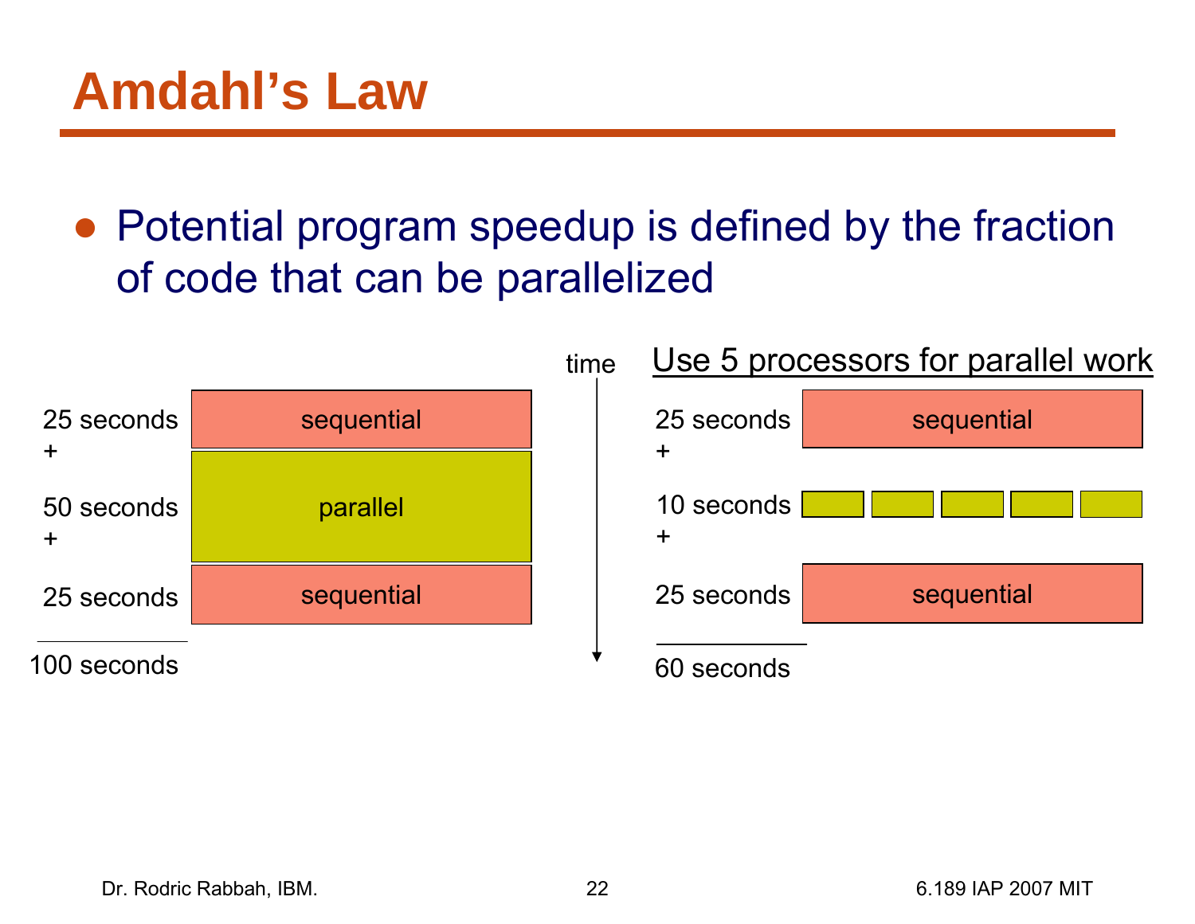# Amdahl's Law

- Potential program speedup is defined by the fraction of code that can be parallelized

| | |
|---|---|
| 25 seconds | sequential |
| + | |
| 50 seconds | parallel |
| + | |
| 25 seconds | sequential |
| 100 seconds | |

time

Use 5 processors for parallel work

| | |
|---|---|
| 25 seconds | sequential |
| + | |
| 10 seconds | parallel (5 processors) |
| + | |
| 25 seconds | sequential |
| 60 seconds | |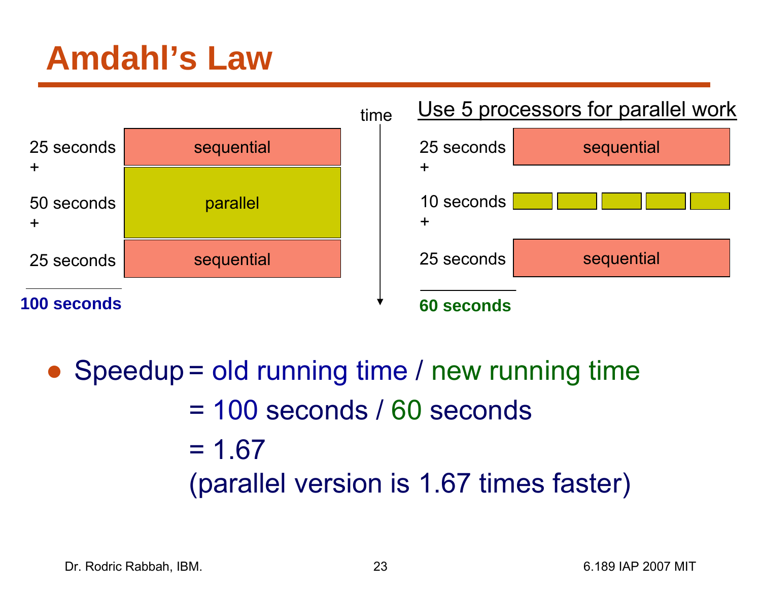# Amdahl's Law

| | | time | Use 5 processors for parallel work | |
|---|---|---|---|---|
| 25 seconds + | sequential | | 25 seconds + | sequential |
| 50 seconds + | parallel | | 10 seconds + | (5 parallel blocks) |
| 25 seconds | sequential | | 25 seconds | sequential |
| **100 seconds** | | | **60 seconds** | |

- Speedup = old running time / new running time
  = 100 seconds / 60 seconds
  = 1.67
  (parallel version is 1.67 times faster)

Dr. Rodric Rabbah, IBM. 6.189 IAP 2007 MIT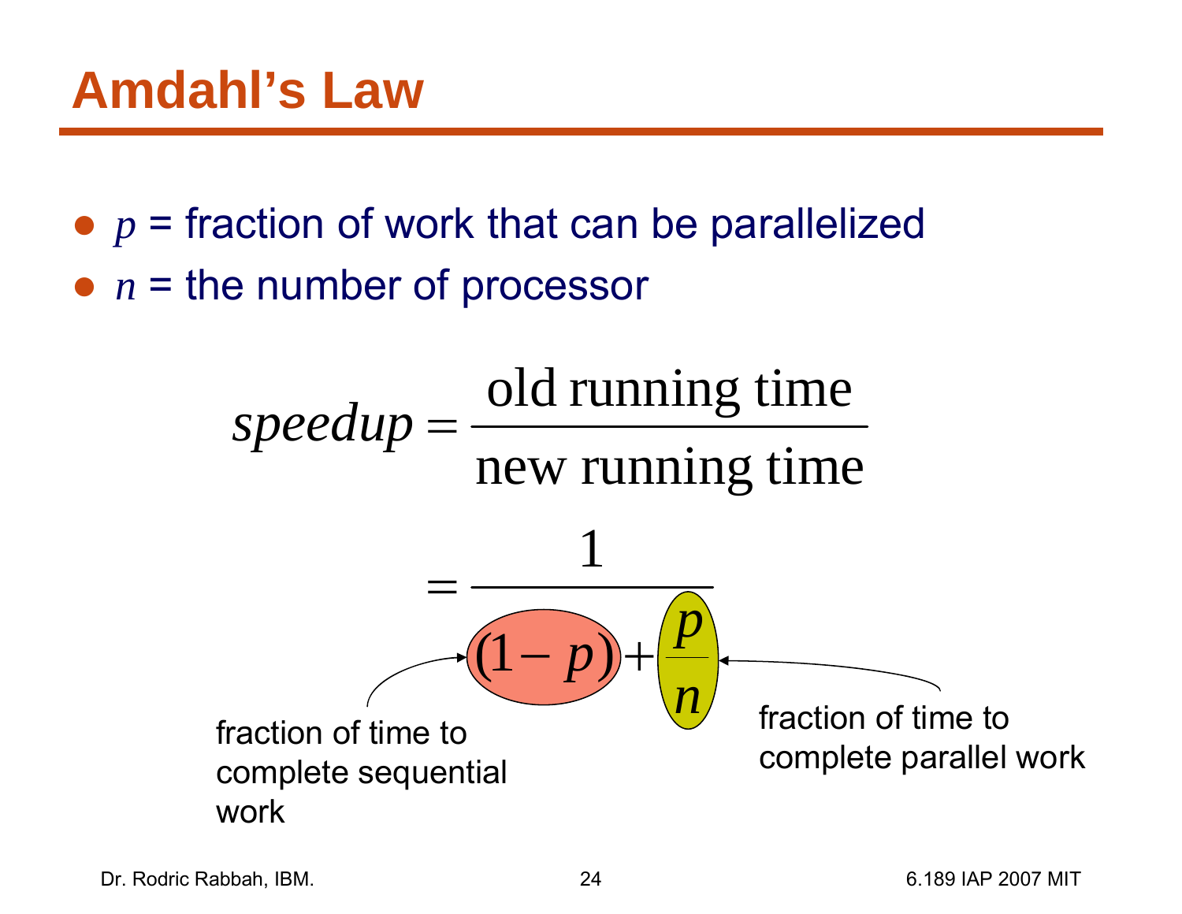# Amdahl's Law

- $p$ = fraction of work that can be parallelized
- $n$ = the number of processor

$$speedup = \frac{\text{old running time}}{\text{new running time}}$$

$$= \frac{1}{(1-p) + \frac{p}{n}}$$

$(1-p)$: fraction of time to complete sequential work

$\frac{p}{n}$: fraction of time to complete parallel work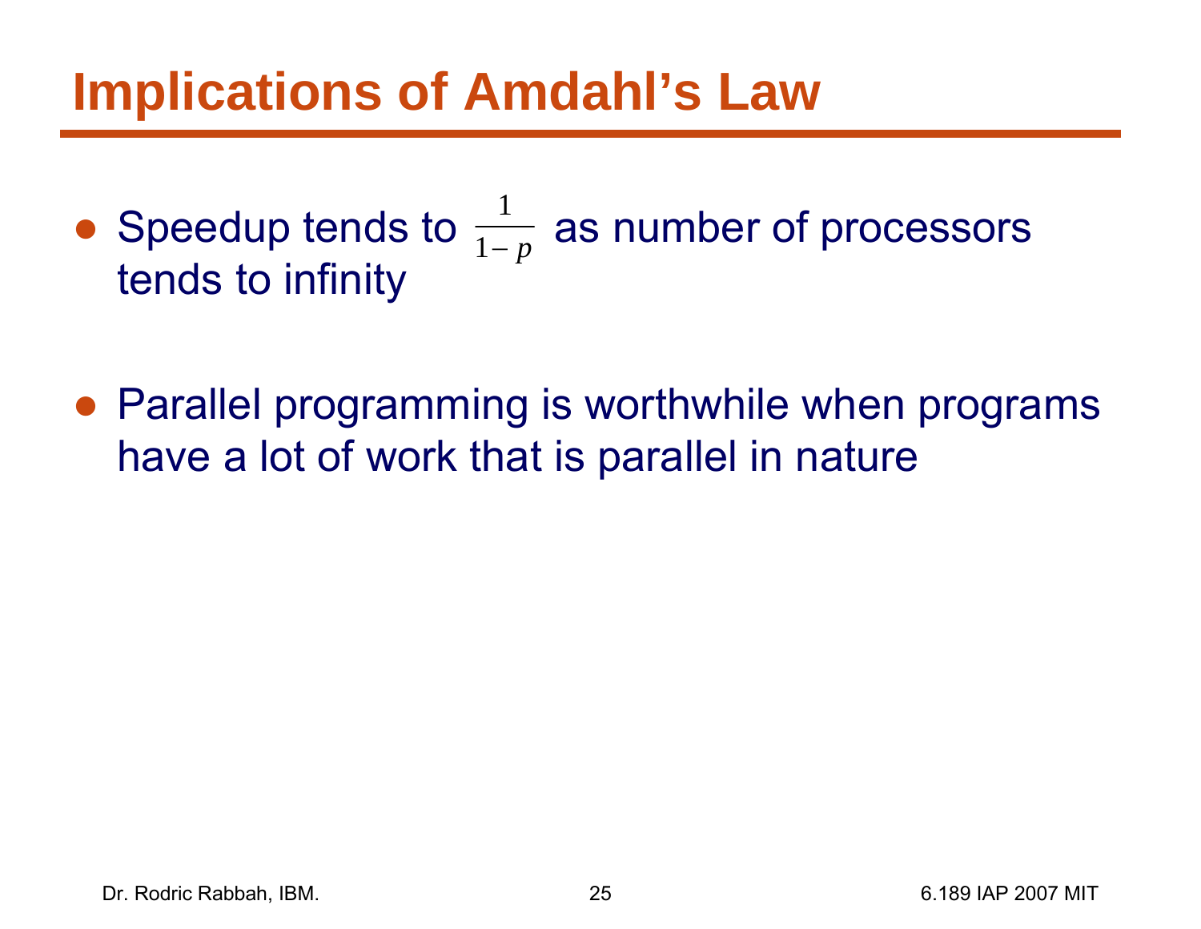# Implications of Amdahl's Law

- Speedup tends to $\frac{1}{1-p}$ as number of processors tends to infinity

- Parallel programming is worthwhile when programs have a lot of work that is parallel in nature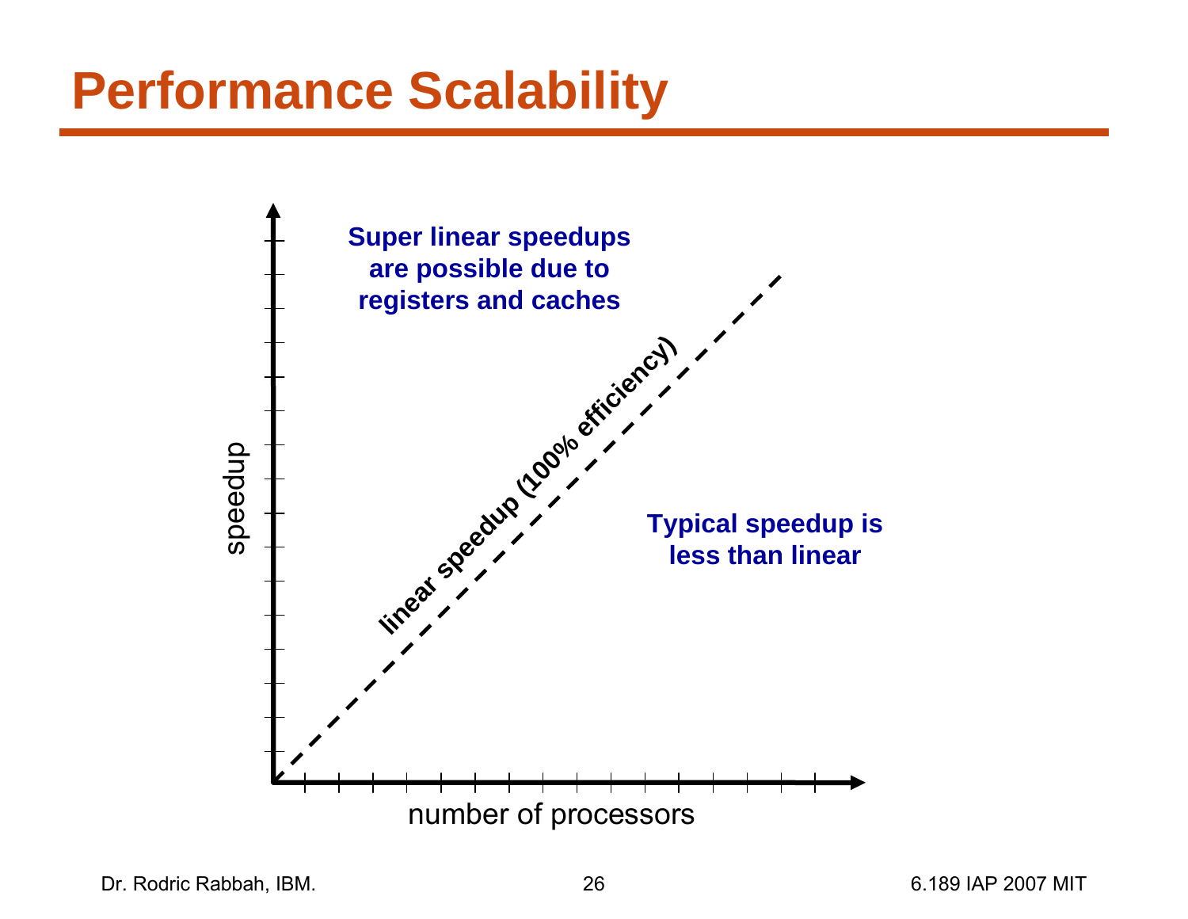# Performance Scalability

Super linear speedups are possible due to registers and caches

linear speedup (100% efficiency)

Typical speedup is less than linear

speedup

number of processors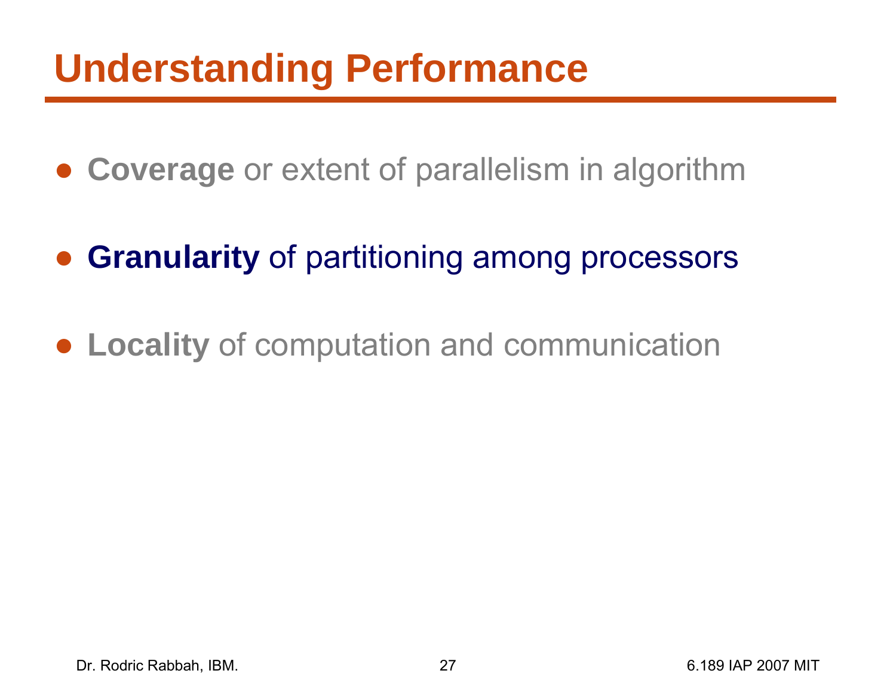# Understanding Performance

- **Coverage** or extent of parallelism in algorithm
- **Granularity** of partitioning among processors
- **Locality** of computation and communication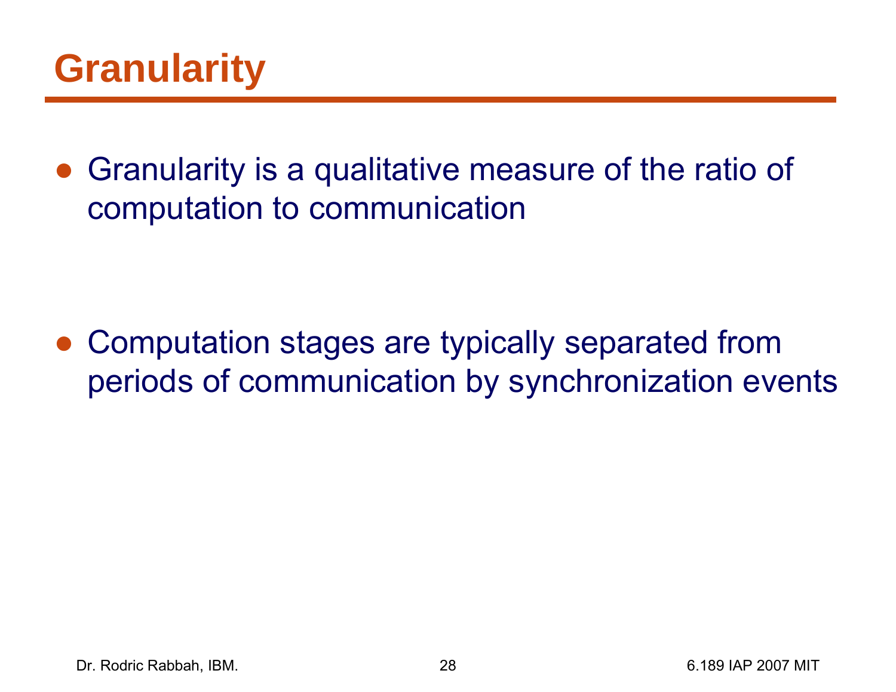# Granularity

- Granularity is a qualitative measure of the ratio of computation to communication

- Computation stages are typically separated from periods of communication by synchronization events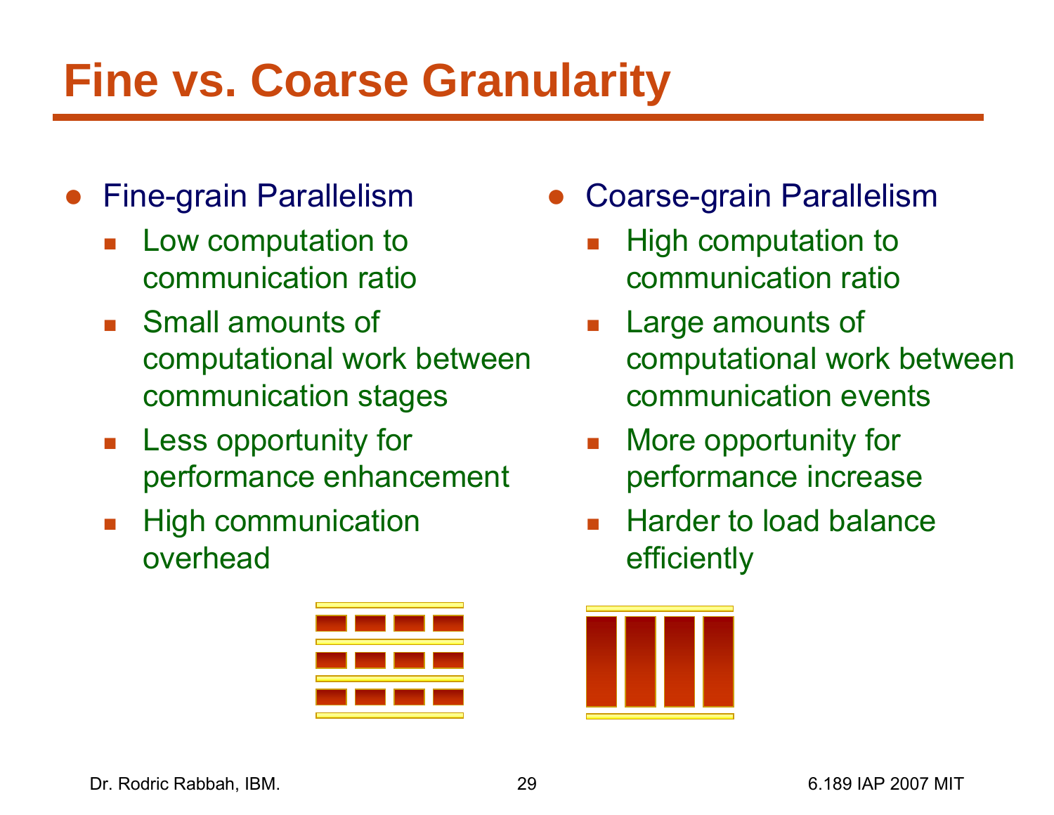# Fine vs. Coarse Granularity

- Fine-grain Parallelism
  - Low computation to communication ratio
  - Small amounts of computational work between communication stages
  - Less opportunity for performance enhancement
  - High communication overhead

- Coarse-grain Parallelism
  - High computation to communication ratio
  - Large amounts of computational work between communication events
  - More opportunity for performance increase
  - Harder to load balance efficiently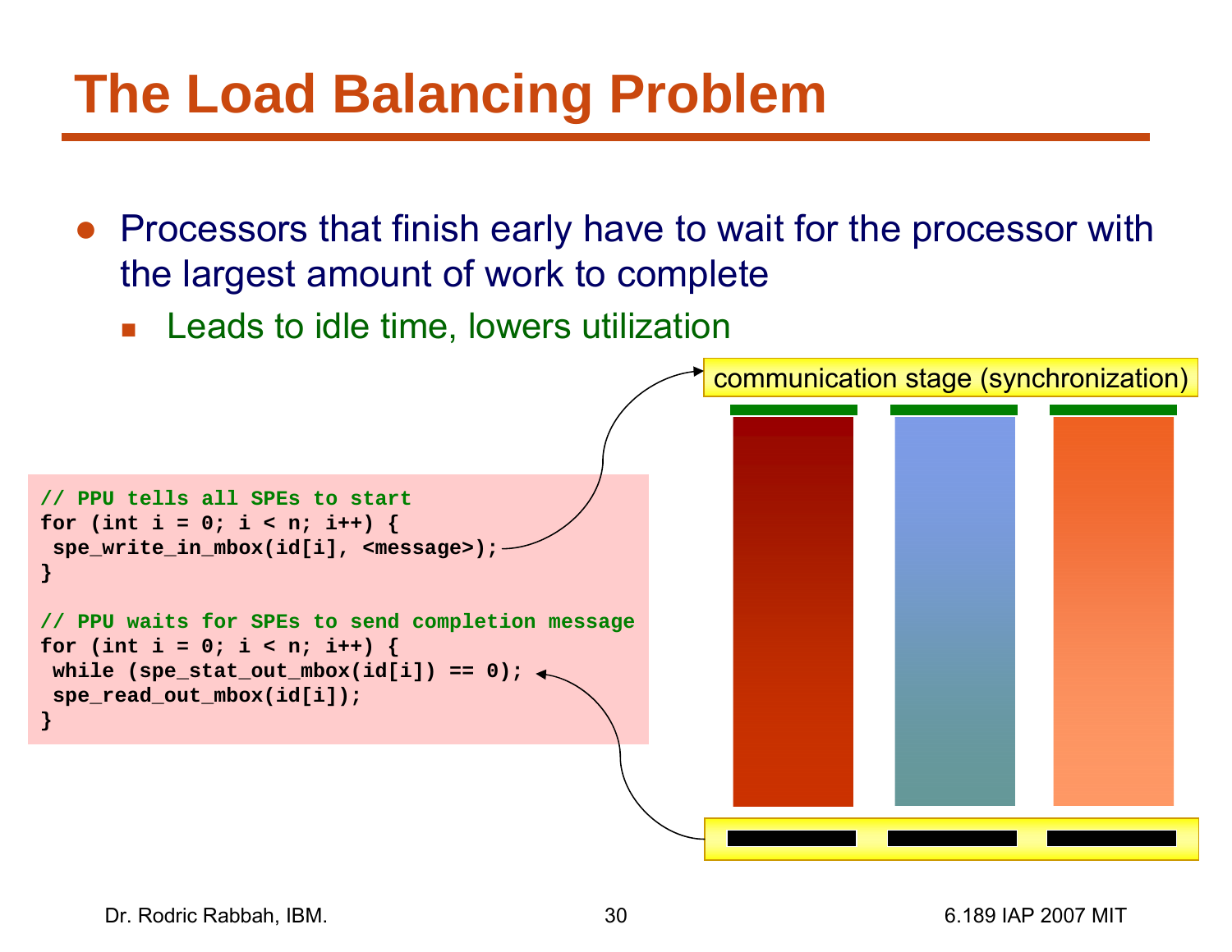# The Load Balancing Problem

- Processors that finish early have to wait for the processor with the largest amount of work to complete
  - Leads to idle time, lowers utilization

```
// PPU tells all SPEs to start
for (int i = 0; i < n; i++) {
 spe_write_in_mbox(id[i], <message>);
}

// PPU waits for SPEs to send completion message
for (int i = 0; i < n; i++) {
 while (spe_stat_out_mbox(id[i]) == 0);
 spe_read_out_mbox(id[i]);
}
```

communication stage (synchronization)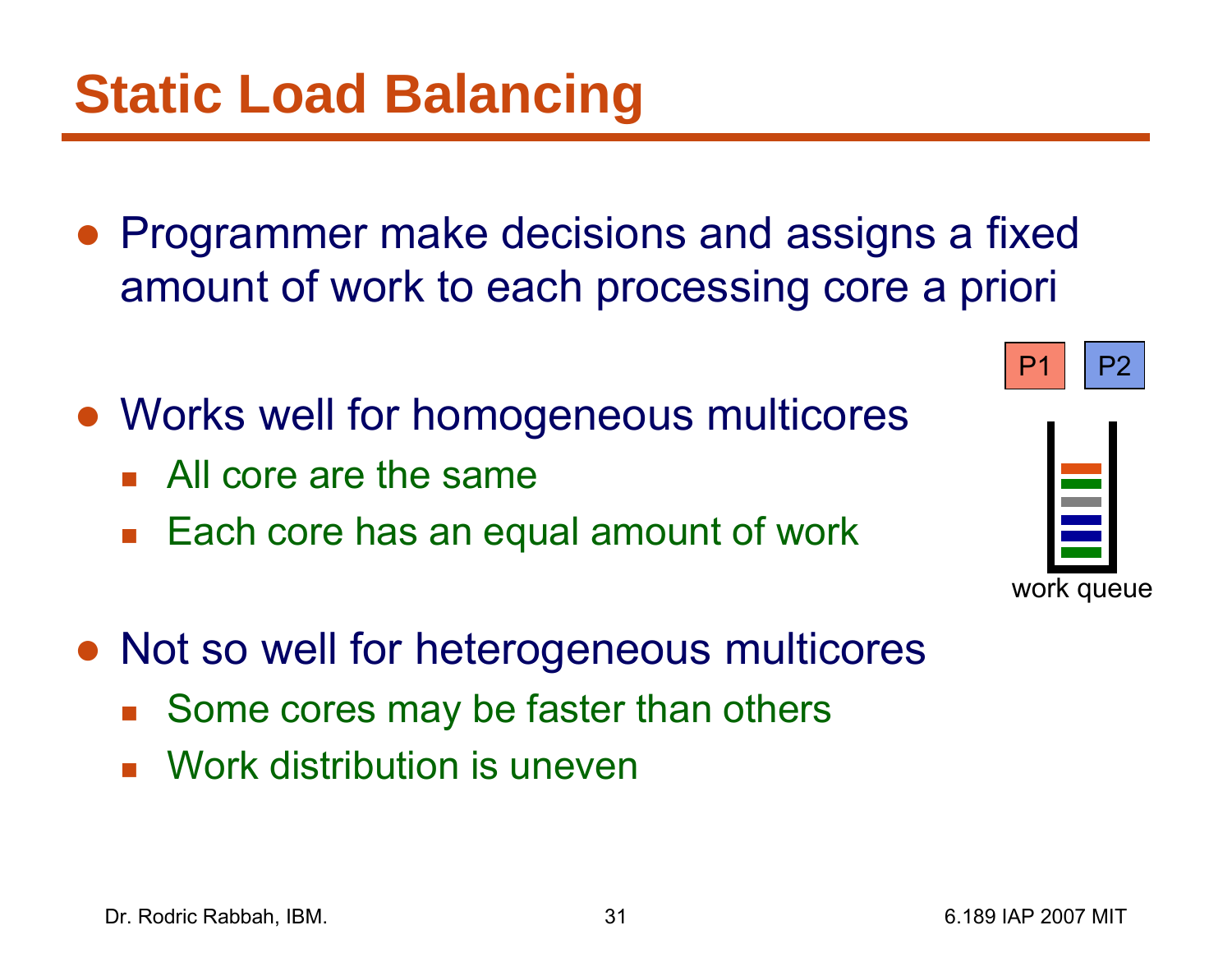# Static Load Balancing

- Programmer make decisions and assigns a fixed amount of work to each processing core a priori

- Works well for homogeneous multicores
  - All core are the same
  - Each core has an equal amount of work

- Not so well for heterogeneous multicores
  - Some cores may be faster than others
  - Work distribution is uneven

P1 P2

work queue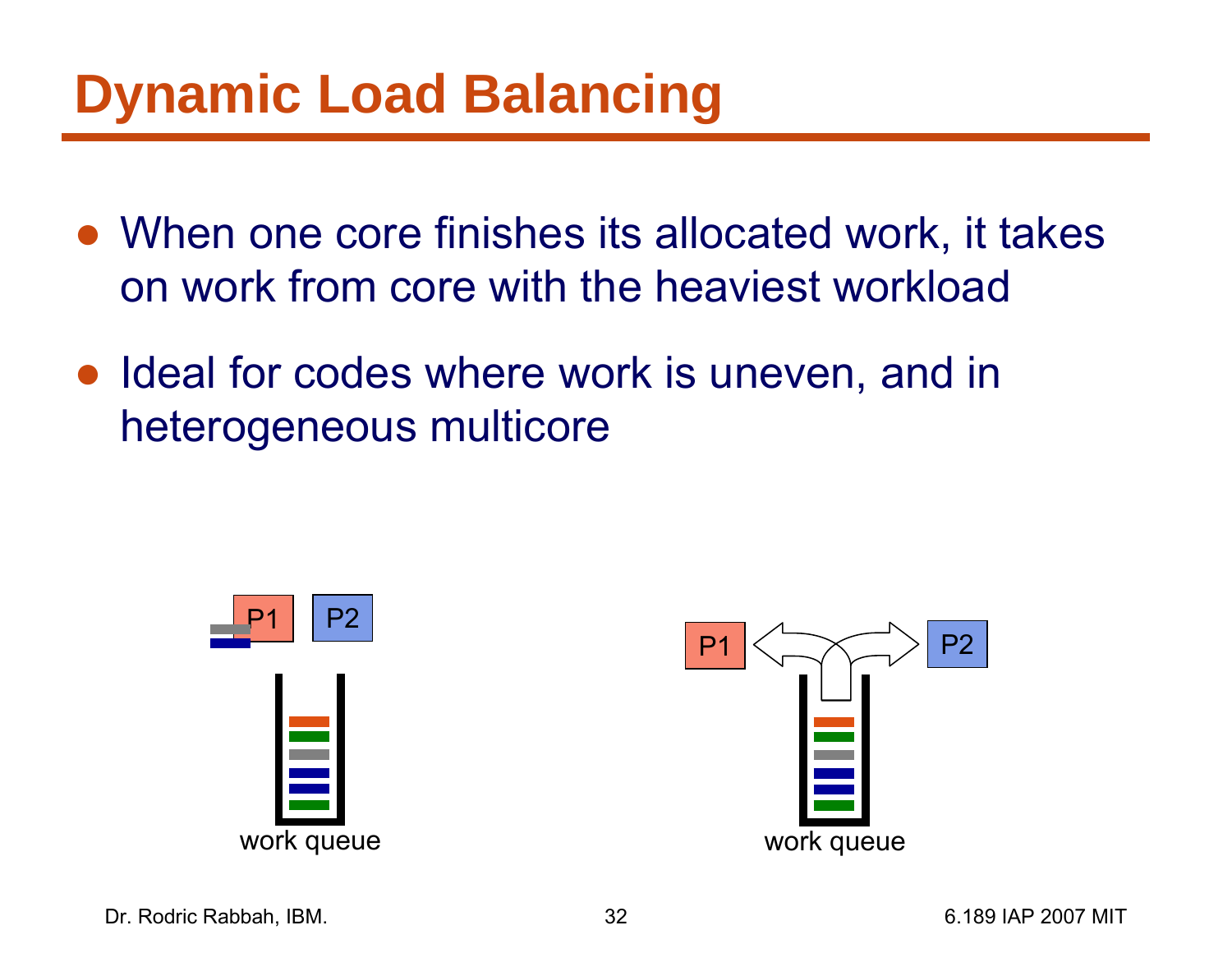# Dynamic Load Balancing

- When one core finishes its allocated work, it takes on work from core with the heaviest workload
- Ideal for codes where work is uneven, and in heterogeneous multicore

P1 P2

work queue

P1 P2

work queue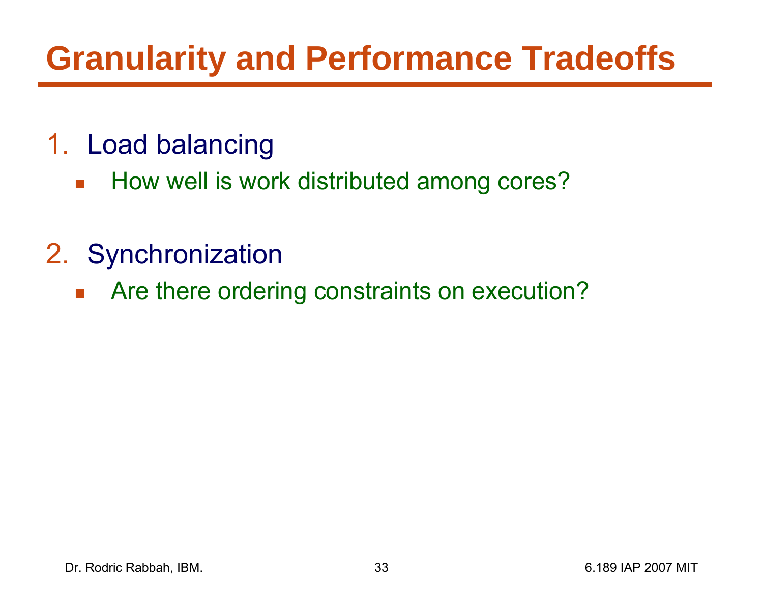# Granularity and Performance Tradeoffs

1. Load balancing
   - How well is work distributed among cores?

2. Synchronization
   - Are there ordering constraints on execution?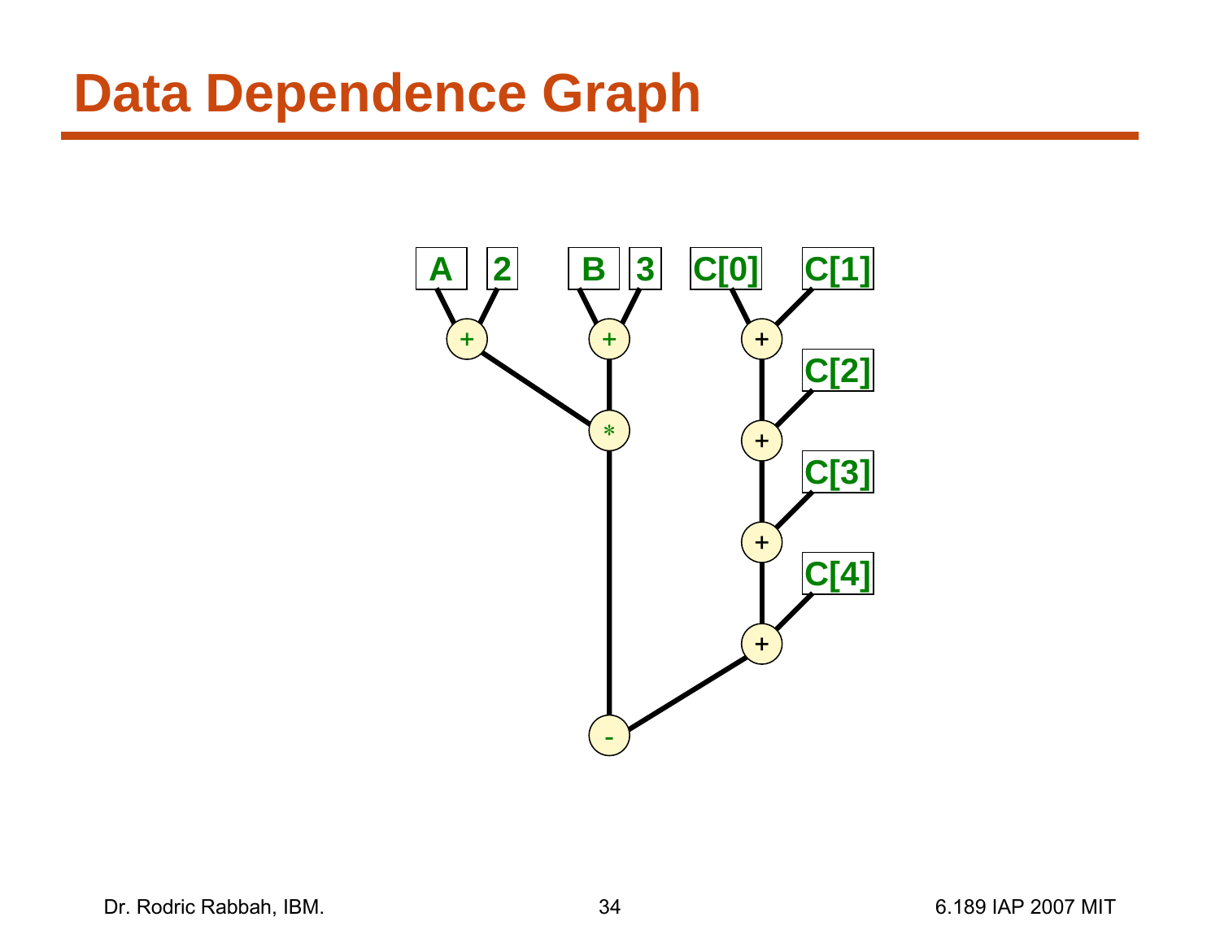# Data Dependence Graph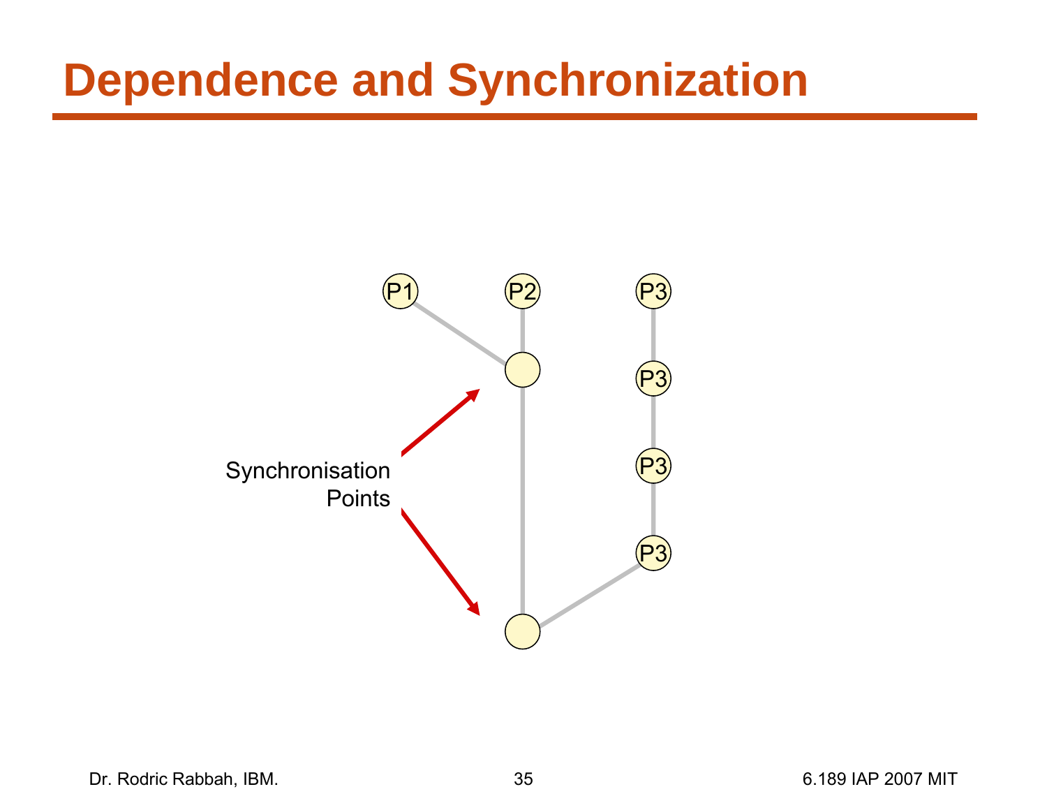# Dependence and Synchronization

P1 P2 P3

P3

P3

P3

Synchronisation Points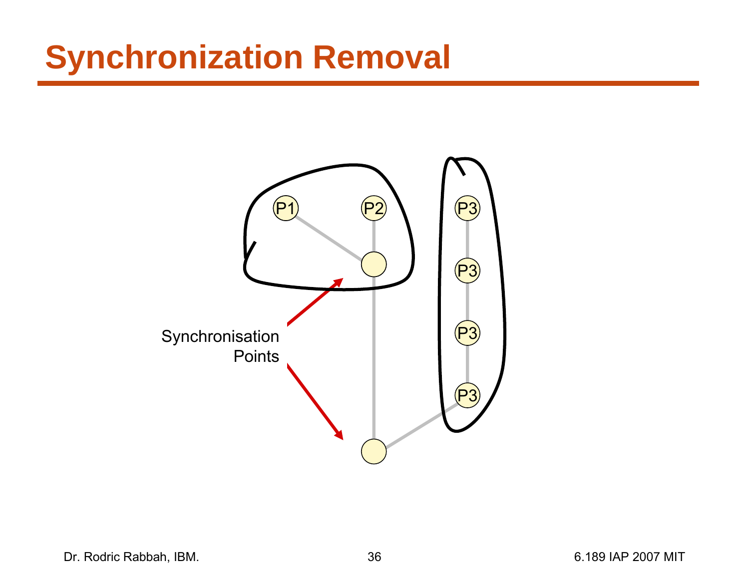# Synchronization Removal

P1 P2 P3

P3

P3

P3

Synchronisation Points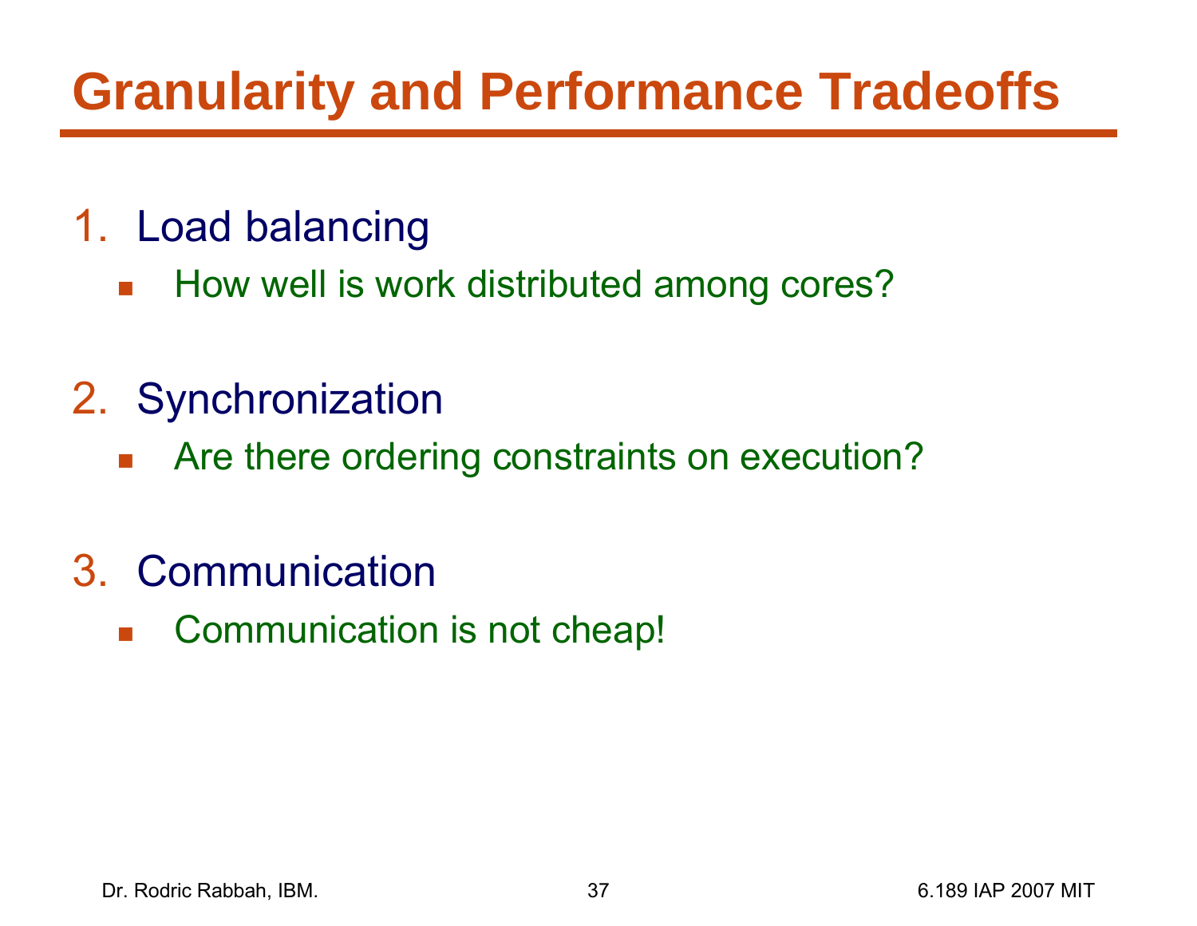# Granularity and Performance Tradeoffs

1. Load balancing
   - How well is work distributed among cores?

2. Synchronization
   - Are there ordering constraints on execution?

3. Communication
   - Communication is not cheap!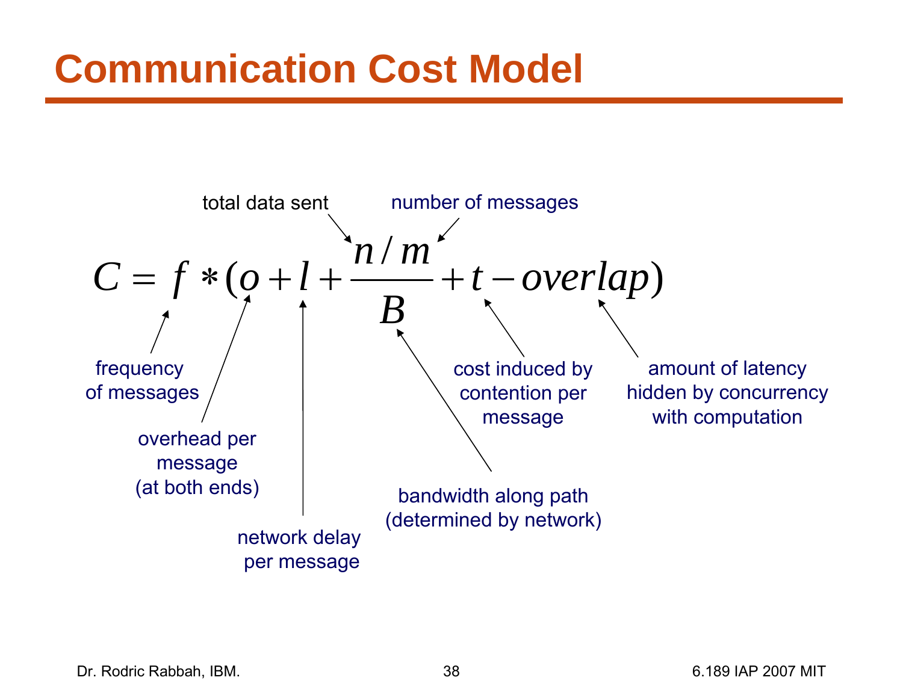# Communication Cost Model

$$C = f * \left(o + l + \frac{n/m}{B} + t - overlap\right)$$

- $f$: frequency of messages
- $o$: overhead per message (at both ends)
- $l$: network delay per message
- $n$: total data sent
- $m$: number of messages
- $B$: bandwidth along path (determined by network)
- $t$: cost induced by contention per message
- $overlap$: amount of latency hidden by concurrency with computation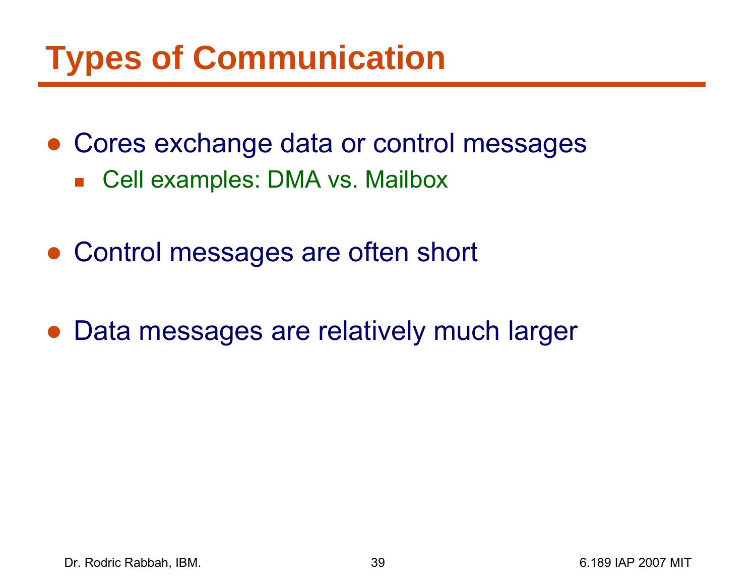# Types of Communication

- Cores exchange data or control messages
  - Cell examples: DMA vs. Mailbox
- Control messages are often short
- Data messages are relatively much larger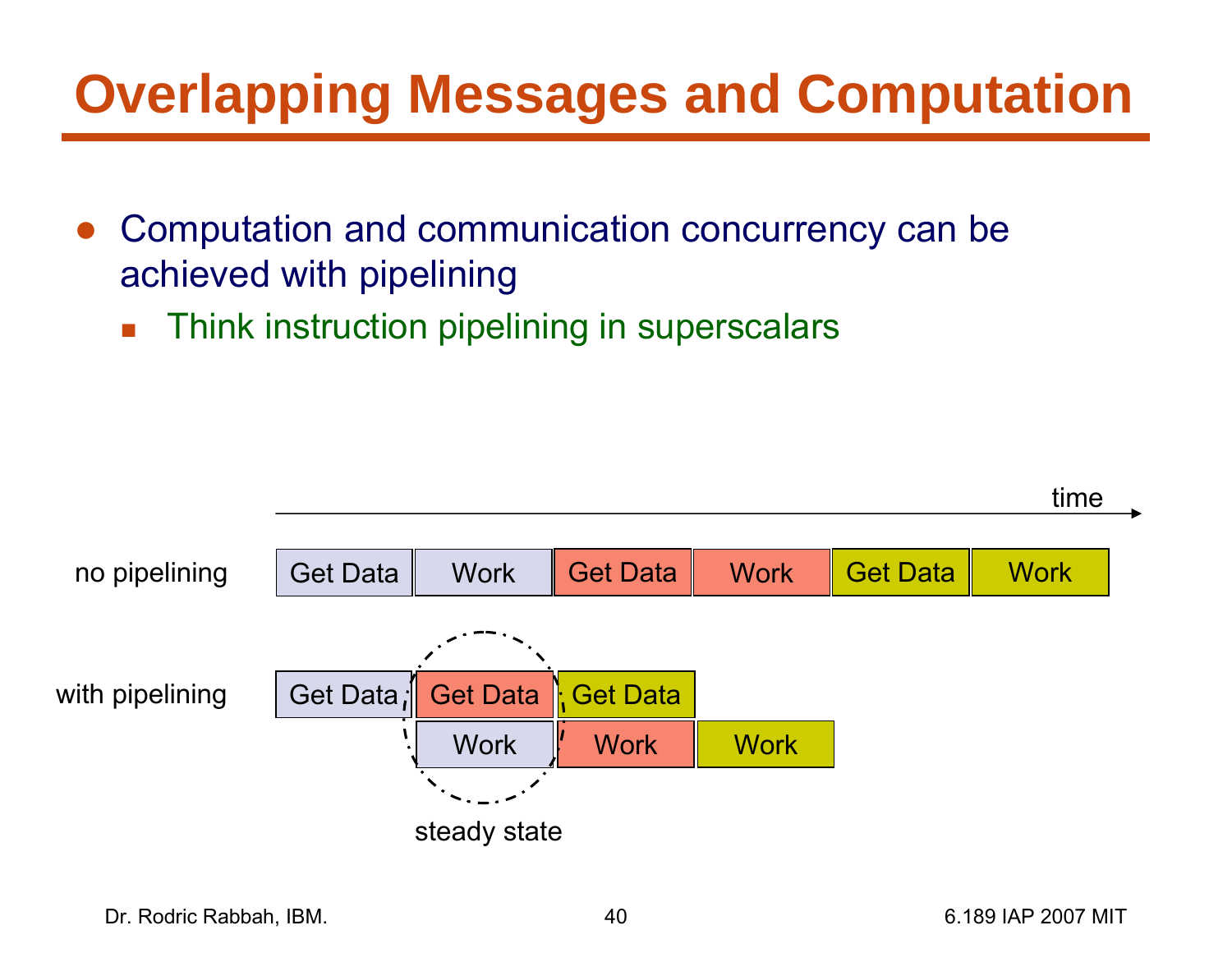# Overlapping Messages and Computation

- Computation and communication concurrency can be achieved with pipelining
  - Think instruction pipelining in superscalars

time

no pipelining: Get Data | Work | Get Data | Work | Get Data | Work

with pipelining: Get Data | Get Data | Get Data
Work | Work | Work

steady state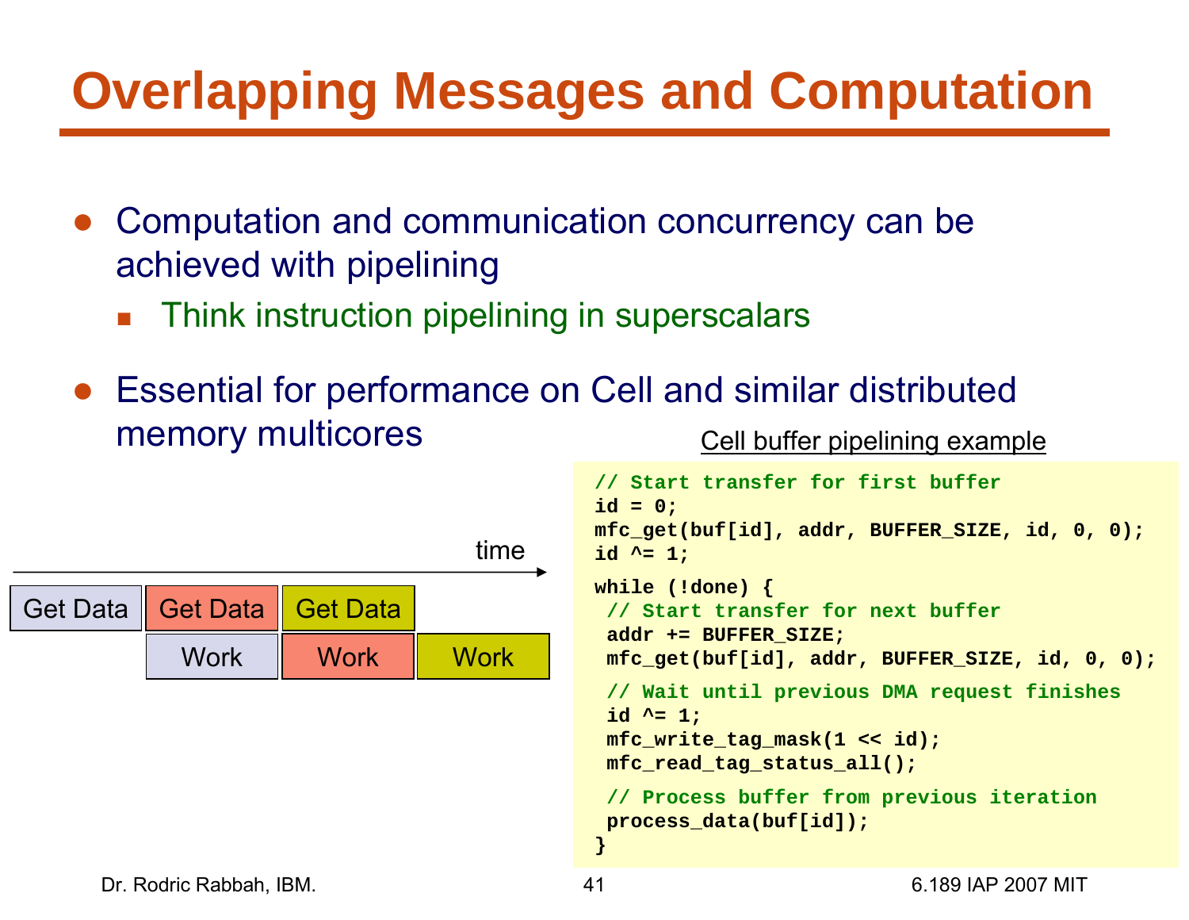# Overlapping Messages and Computation

- Computation and communication concurrency can be achieved with pipelining
  - Think instruction pipelining in superscalars
- Essential for performance on Cell and similar distributed memory multicores

| Get Data | Get Data | Get Data | |
|---|---|---|---|
| | Work | Work | Work |

time →

Cell buffer pipelining example

```
// Start transfer for first buffer
id = 0;
mfc_get(buf[id], addr, BUFFER_SIZE, id, 0, 0);
id ^= 1;

while (!done) {
 // Start transfer for next buffer
 addr += BUFFER_SIZE;
 mfc_get(buf[id], addr, BUFFER_SIZE, id, 0, 0);

 // Wait until previous DMA request finishes
 id ^= 1;
 mfc_write_tag_mask(1 << id);
 mfc_read_tag_status_all();

 // Process buffer from previous iteration
 process_data(buf[id]);
}
```

Dr. Rodric Rabbah, IBM. 6.189 IAP 2007 MIT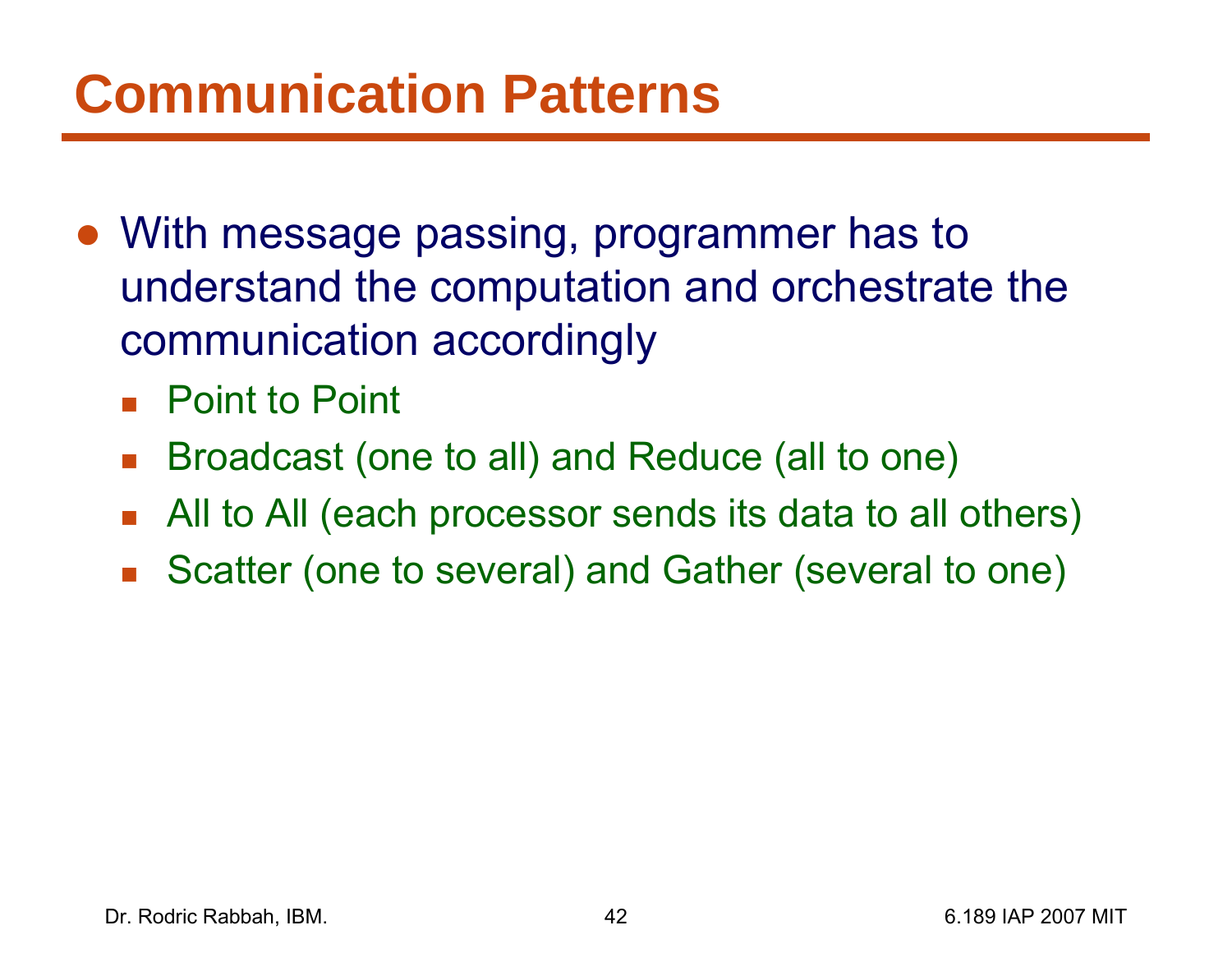# Communication Patterns

- With message passing, programmer has to understand the computation and orchestrate the communication accordingly
  - Point to Point
  - Broadcast (one to all) and Reduce (all to one)
  - All to All (each processor sends its data to all others)
  - Scatter (one to several) and Gather (several to one)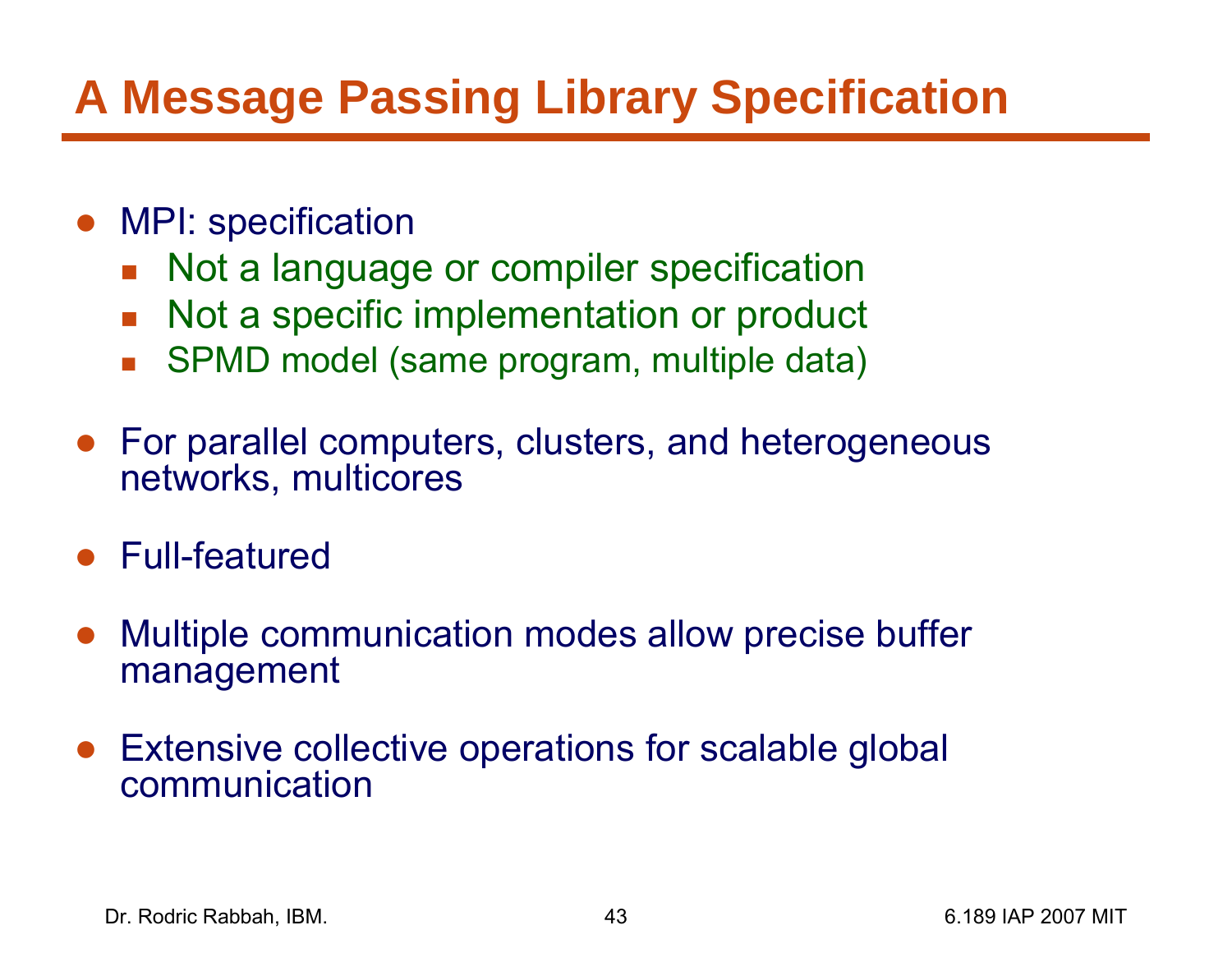# A Message Passing Library Specification

- MPI: specification
  - Not a language or compiler specification
  - Not a specific implementation or product
  - SPMD model (same program, multiple data)
- For parallel computers, clusters, and heterogeneous networks, multicores
- Full-featured
- Multiple communication modes allow precise buffer management
- Extensive collective operations for scalable global communication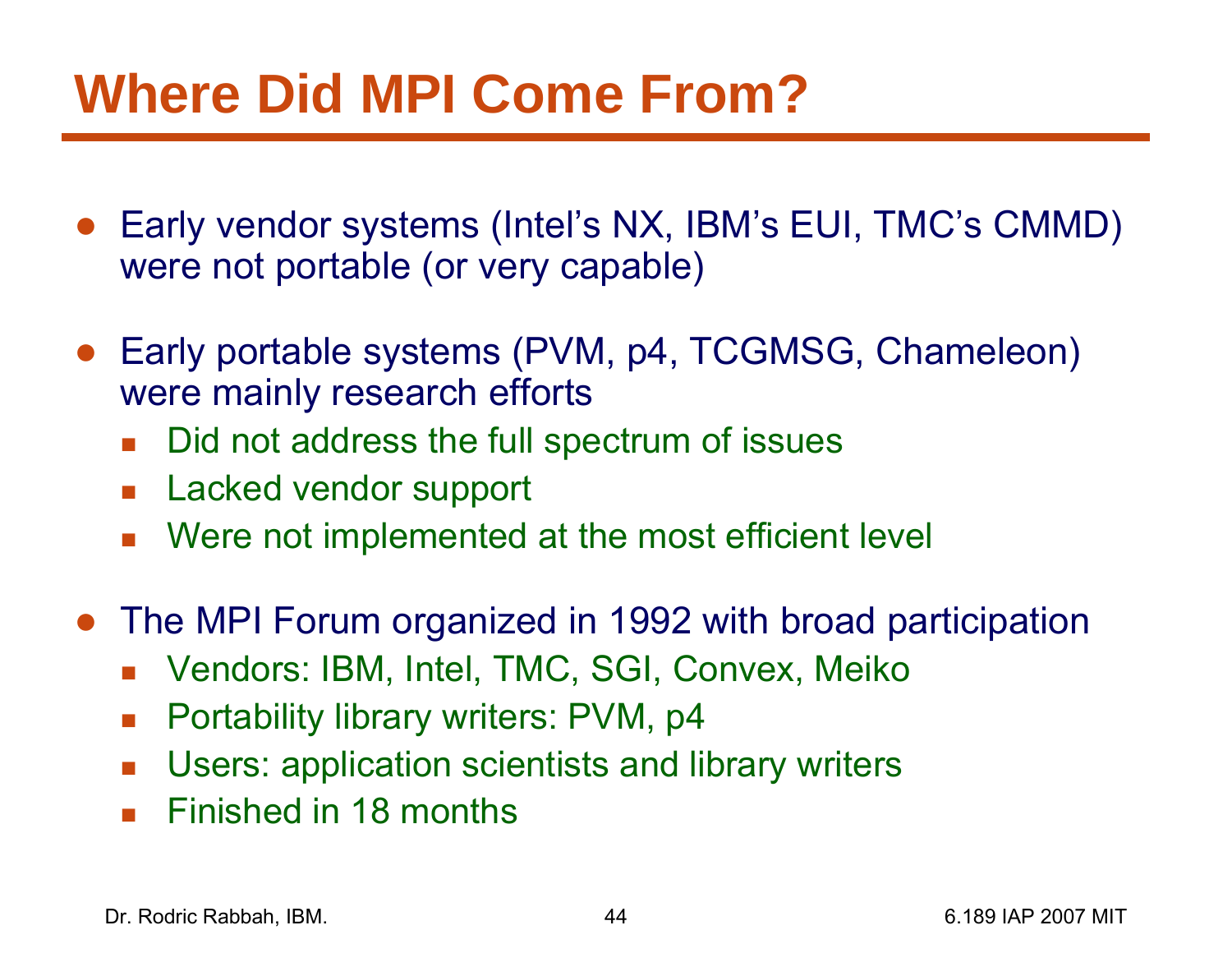# Where Did MPI Come From?

- Early vendor systems (Intel's NX, IBM's EUI, TMC's CMMD) were not portable (or very capable)
- Early portable systems (PVM, p4, TCGMSG, Chameleon) were mainly research efforts
  - Did not address the full spectrum of issues
  - Lacked vendor support
  - Were not implemented at the most efficient level
- The MPI Forum organized in 1992 with broad participation
  - Vendors: IBM, Intel, TMC, SGI, Convex, Meiko
  - Portability library writers: PVM, p4
  - Users: application scientists and library writers
  - Finished in 18 months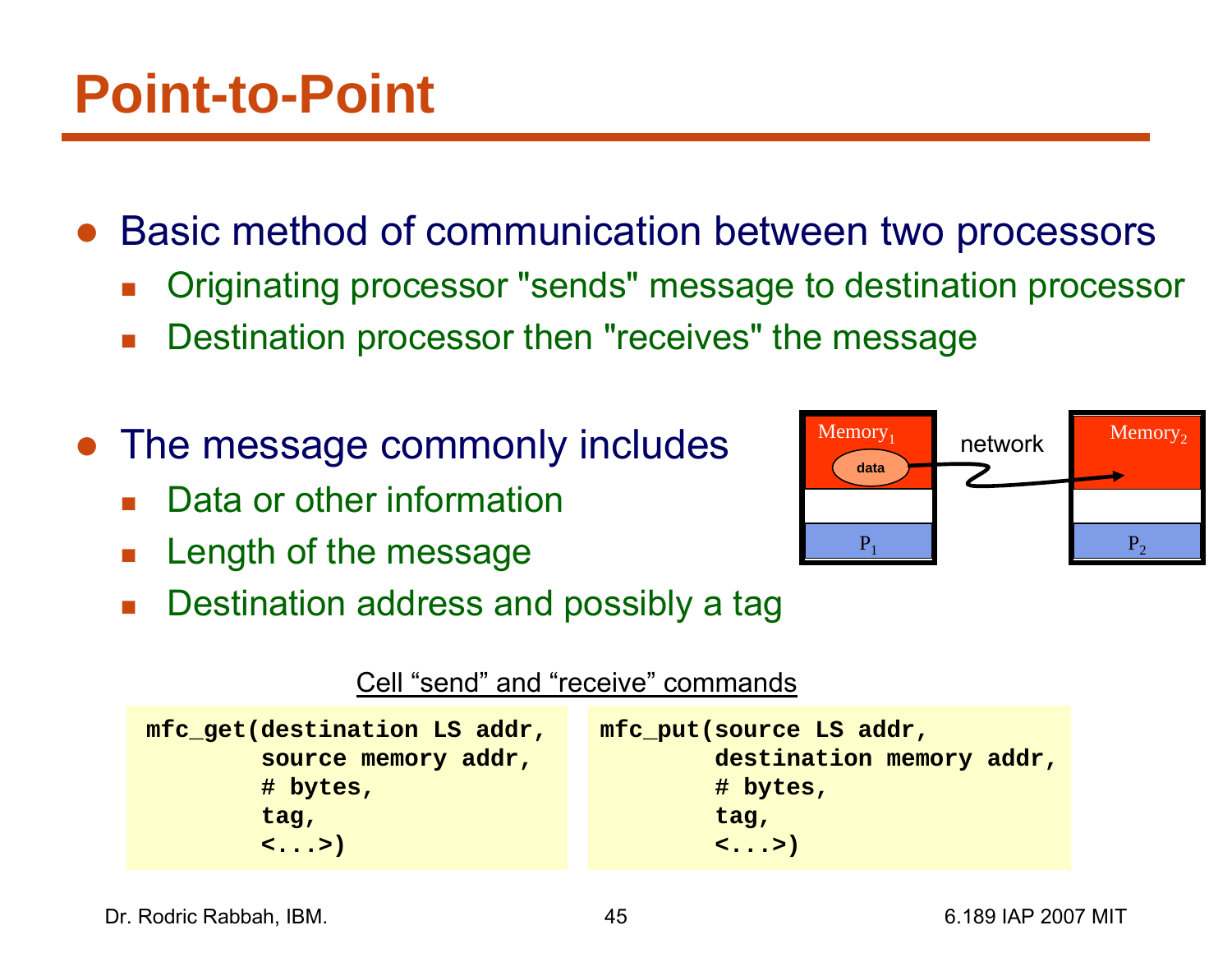# Point-to-Point

- Basic method of communication between two processors
  - Originating processor "sends" message to destination processor
  - Destination processor then "receives" the message
- The message commonly includes
  - Data or other information
  - Length of the message
  - Destination address and possibly a tag

Cell "send" and "receive" commands

```
mfc_get(destination LS addr,
        source memory addr,
        # bytes,
        tag,
        <...>)
```

```
mfc_put(source LS addr,
        destination memory addr,
        # bytes,
        tag,
        <...>)
```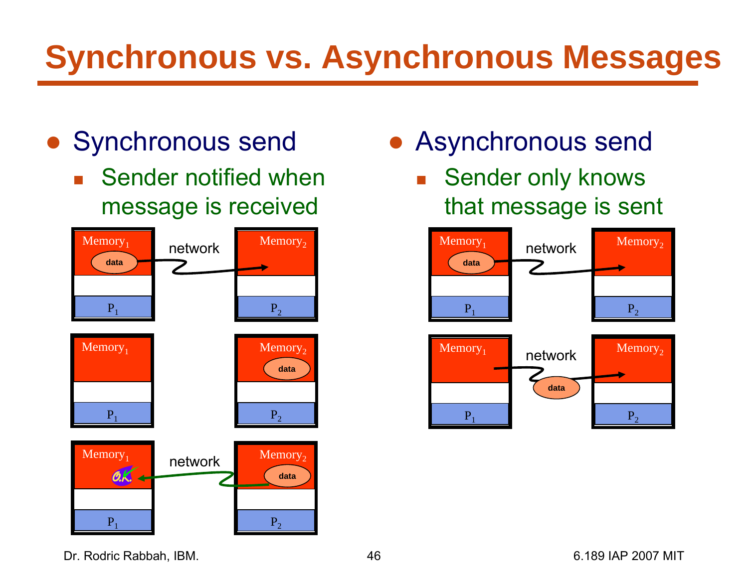# Synchronous vs. Asynchronous Messages

- Synchronous send
  - Sender notified when message is received

- Asynchronous send
  - Sender only knows that message is sent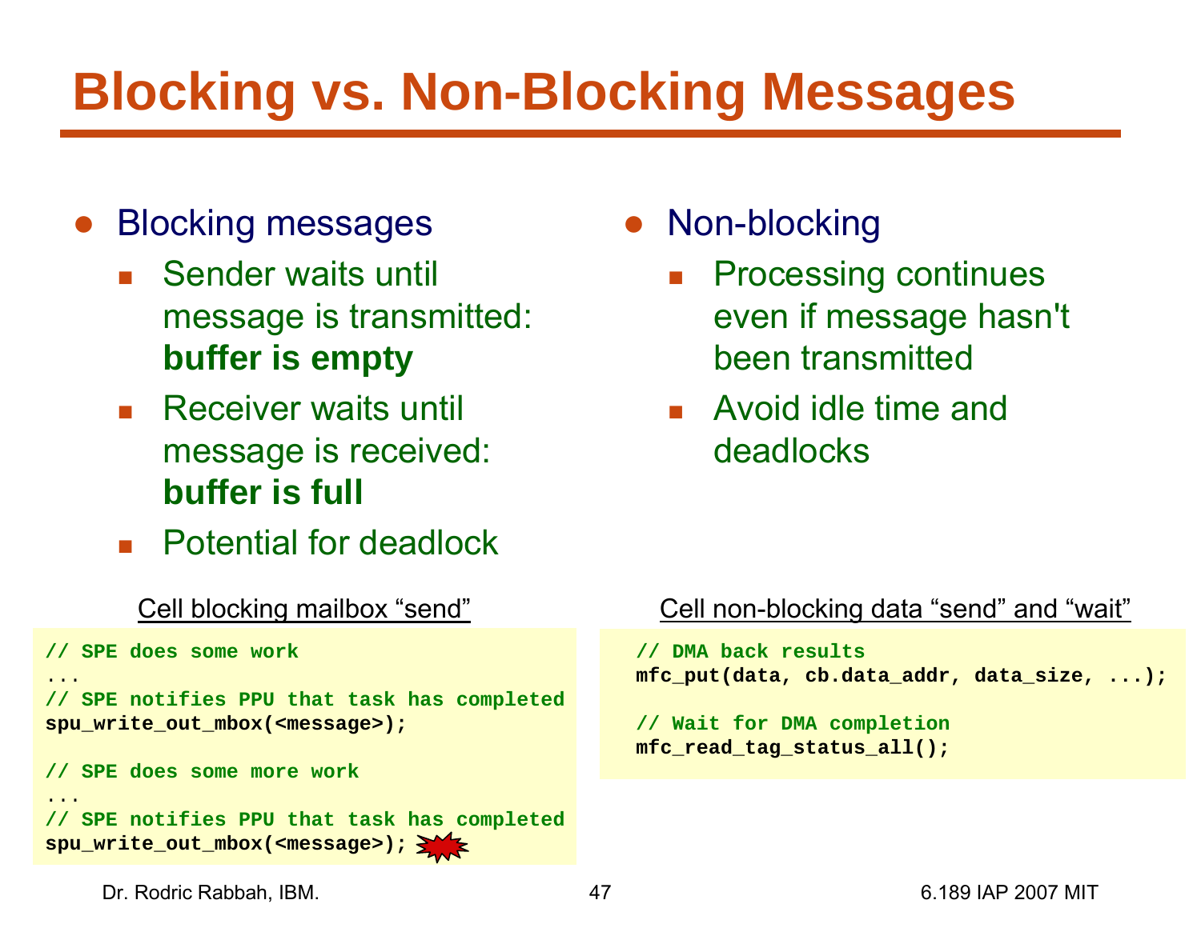# Blocking vs. Non-Blocking Messages

- Blocking messages
  - Sender waits until message is transmitted: **buffer is empty**
  - Receiver waits until message is received: **buffer is full**
  - Potential for deadlock

- Non-blocking
  - Processing continues even if message hasn't been transmitted
  - Avoid idle time and deadlocks

Cell blocking mailbox "send"

```
// SPE does some work
...
// SPE notifies PPU that task has completed
spu_write_out_mbox(<message>);

// SPE does some more work
...
// SPE notifies PPU that task has completed
spu_write_out_mbox(<message>);
```

Cell non-blocking data "send" and "wait"

```
// DMA back results
mfc_put(data, cb.data_addr, data_size, ...);

// Wait for DMA completion
mfc_read_tag_status_all();
```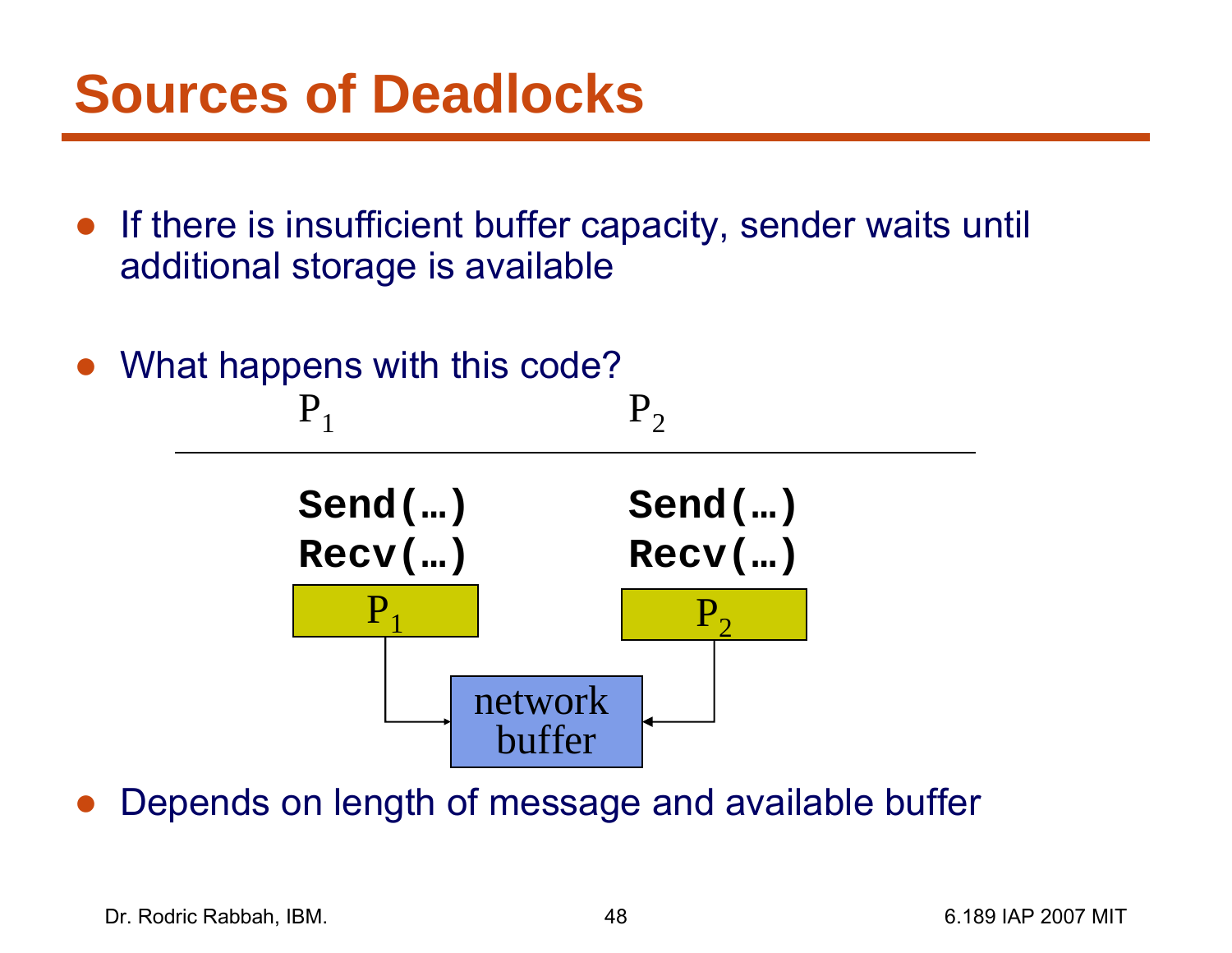# Sources of Deadlocks

- If there is insufficient buffer capacity, sender waits until additional storage is available
- What happens with this code?

| $P_1$ | $P_2$ |
|---|---|
| `Send(…)` | `Send(…)` |
| `Recv(…)` | `Recv(…)` |

$P_1$ → network buffer ← $P_2$

- Depends on length of message and available buffer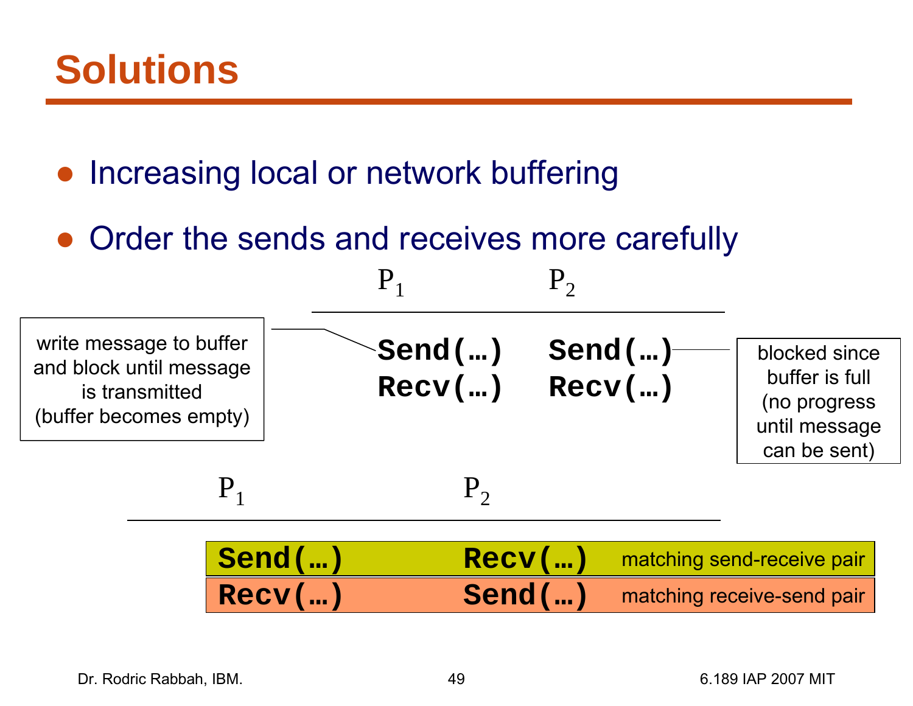# Solutions

- Increasing local or network buffering
- Order the sends and receives more carefully

| $P_1$ | $P_2$ |
|---|---|
| `Send(…)` | `Send(…)` |
| `Recv(…)` | `Recv(…)` |

write message to buffer and block until message is transmitted (buffer becomes empty)

blocked since buffer is full (no progress until message can be sent)

| $P_1$ | $P_2$ | |
|---|---|---|
| `Send(…)` | `Recv(…)` | matching send-receive pair |
| `Recv(…)` | `Send(…)` | matching receive-send pair |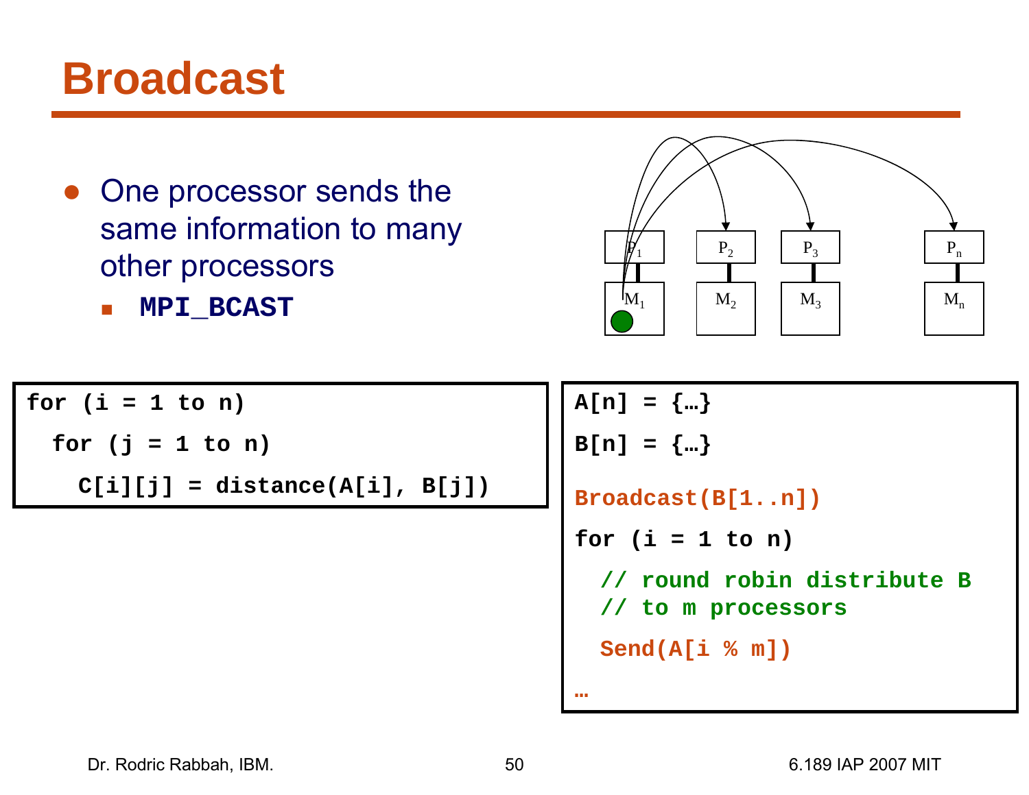# Broadcast

- One processor sends the same information to many other processors
  - **MPI_BCAST**

```
for (i = 1 to n)
  for (j = 1 to n)
    C[i][j] = distance(A[i], B[j])
```

```
A[n] = {…}
B[n] = {…}

Broadcast(B[1..n])

for (i = 1 to n)
  // round robin distribute B
  // to m processors
  Send(A[i % m])
…
```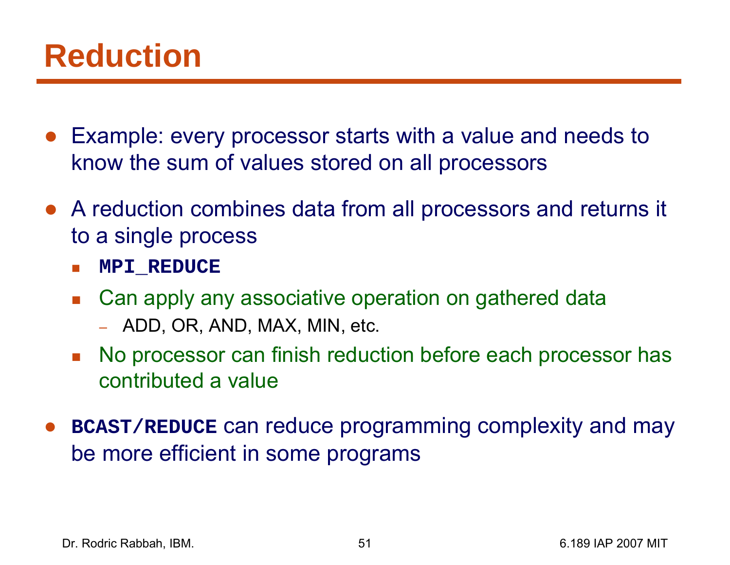# Reduction

- Example: every processor starts with a value and needs to know the sum of values stored on all processors
- A reduction combines data from all processors and returns it to a single process
  - **`MPI_REDUCE`**
  - Can apply any associative operation on gathered data
    - ADD, OR, AND, MAX, MIN, etc.
  - No processor can finish reduction before each processor has contributed a value
- **`BCAST/REDUCE`** can reduce programming complexity and may be more efficient in some programs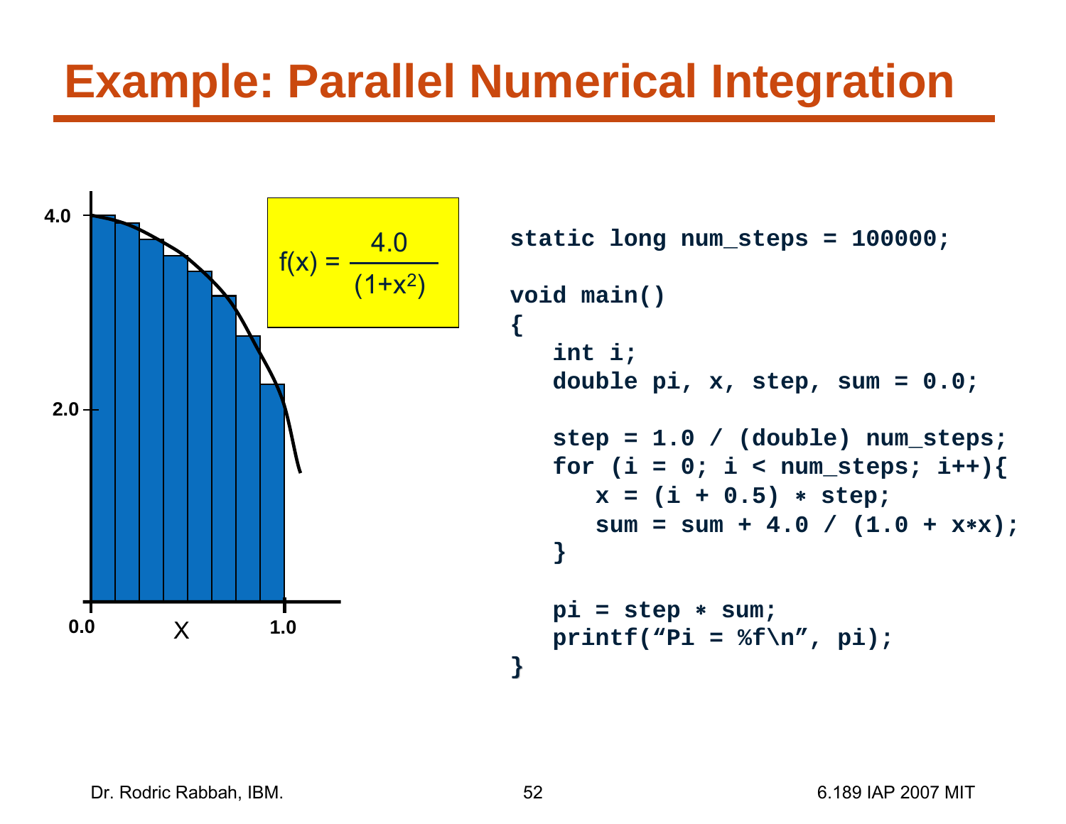# Example: Parallel Numerical Integration

$$f(x) = \frac{4.0}{(1+x^2)}$$

```
static long num_steps = 100000;

void main()
{
   int i;
   double pi, x, step, sum = 0.0;

   step = 1.0 / (double) num_steps;
   for (i = 0; i < num_steps; i++){
      x = (i + 0.5) * step;
      sum = sum + 4.0 / (1.0 + x*x);
   }

   pi = step * sum;
   printf("Pi = %f\n", pi);
}
```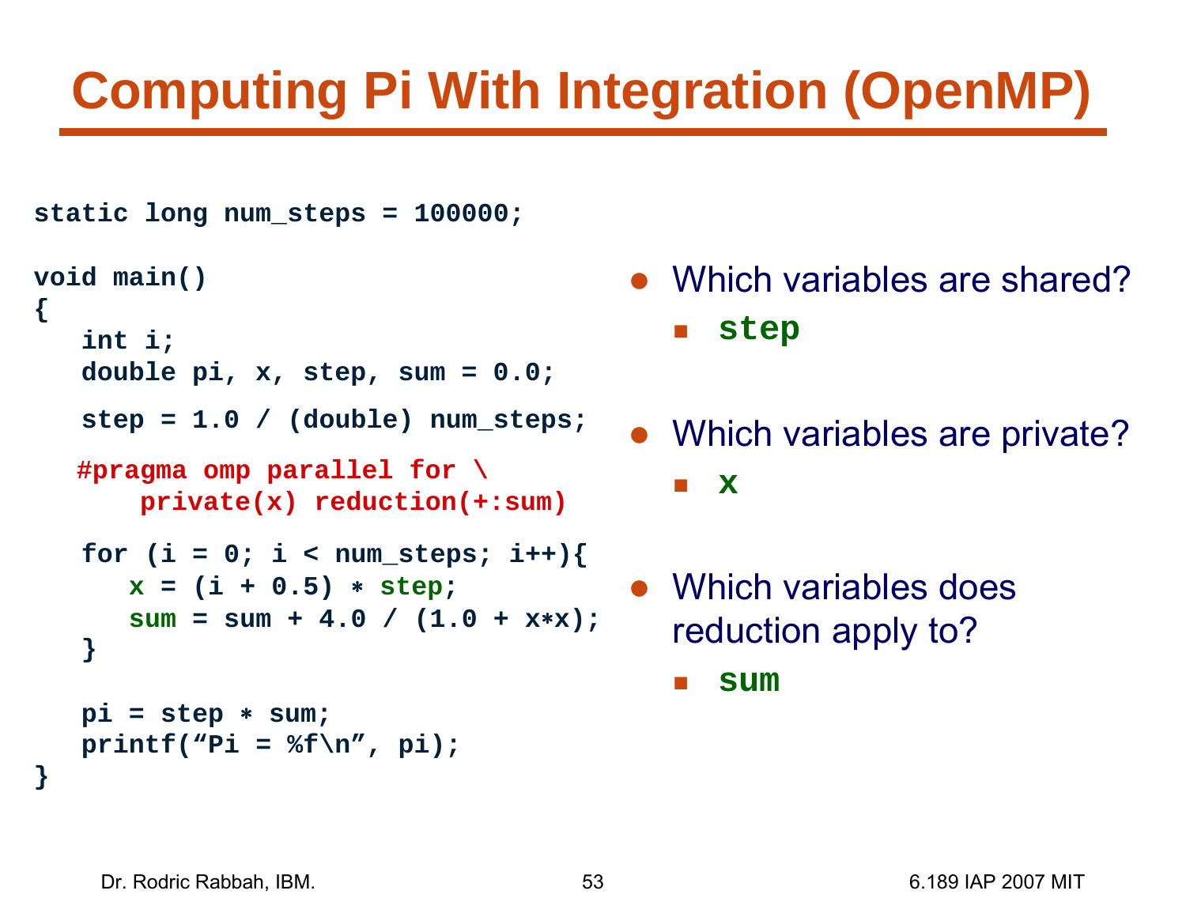# Computing Pi With Integration (OpenMP)

```
static long num_steps = 100000;

void main()
{
   int i;
   double pi, x, step, sum = 0.0;

   step = 1.0 / (double) num_steps;

  #pragma omp parallel for \
      private(x) reduction(+:sum)

   for (i = 0; i < num_steps; i++){
      x = (i + 0.5) * step;
      sum = sum + 4.0 / (1.0 + x*x);
   }

   pi = step * sum;
   printf("Pi = %f\n", pi);
}
```

- Which variables are shared?
  - `step`
- Which variables are private?
  - `x`
- Which variables does reduction apply to?
  - `sum`

Dr. Rodric Rabbah, IBM.

6.189 IAP 2007 MIT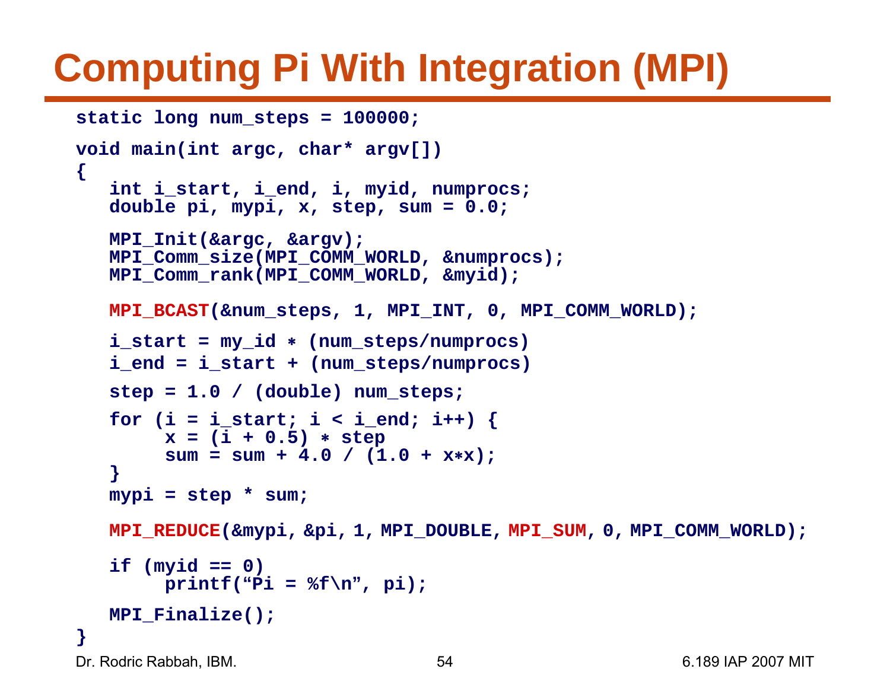# Computing Pi With Integration (MPI)

```
static long num_steps = 100000;

void main(int argc, char* argv[])
{
   int i_start, i_end, i, myid, numprocs;
   double pi, mypi, x, step, sum = 0.0;

   MPI_Init(&argc, &argv);
   MPI_Comm_size(MPI_COMM_WORLD, &numprocs);
   MPI_Comm_rank(MPI_COMM_WORLD, &myid);

   MPI_BCAST(&num_steps, 1, MPI_INT, 0, MPI_COMM_WORLD);

   i_start = my_id * (num_steps/numprocs)
   i_end = i_start + (num_steps/numprocs)

   step = 1.0 / (double) num_steps;

   for (i = i_start; i < i_end; i++) {
        x = (i + 0.5) * step
        sum = sum + 4.0 / (1.0 + x*x);
   }
   mypi = step * sum;

   MPI_REDUCE(&mypi, &pi, 1, MPI_DOUBLE, MPI_SUM, 0, MPI_COMM_WORLD);

   if (myid == 0)
        printf("Pi = %f\n", pi);

   MPI_Finalize();
}
```

Dr. Rodric Rabbah, IBM.

6.189 IAP 2007 MIT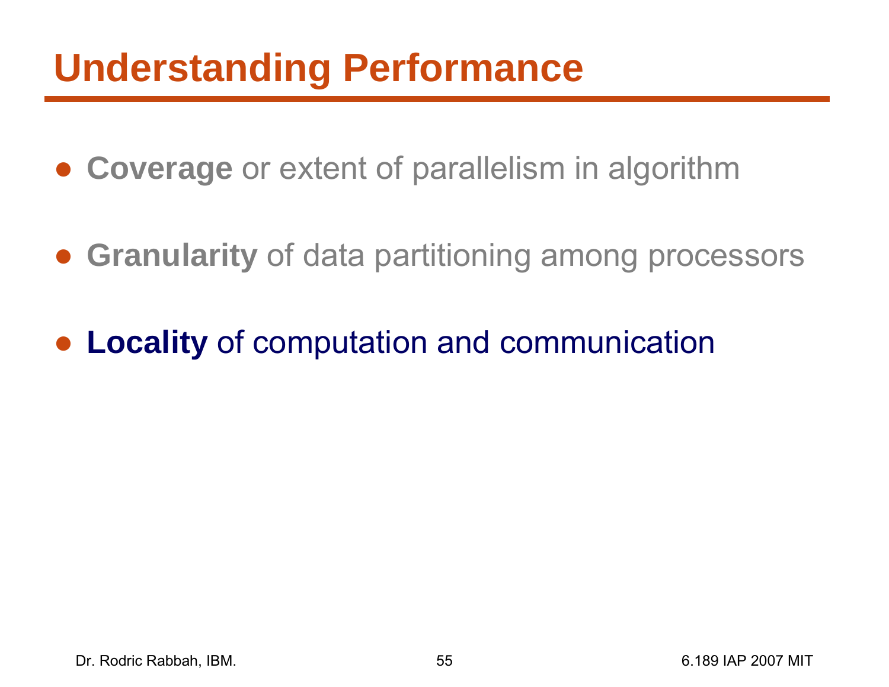# Understanding Performance

- **Coverage** or extent of parallelism in algorithm
- **Granularity** of data partitioning among processors
- **Locality** of computation and communication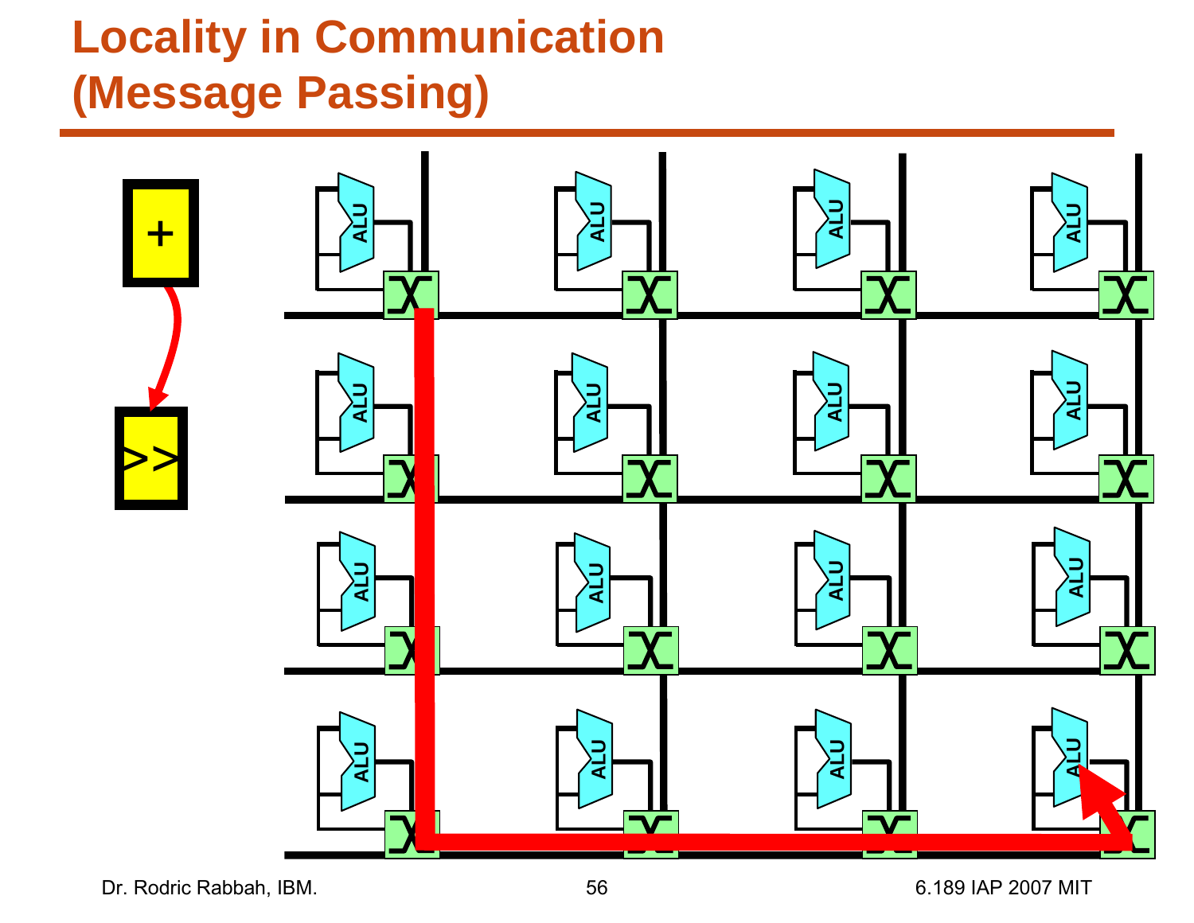# Locality in Communication (Message Passing)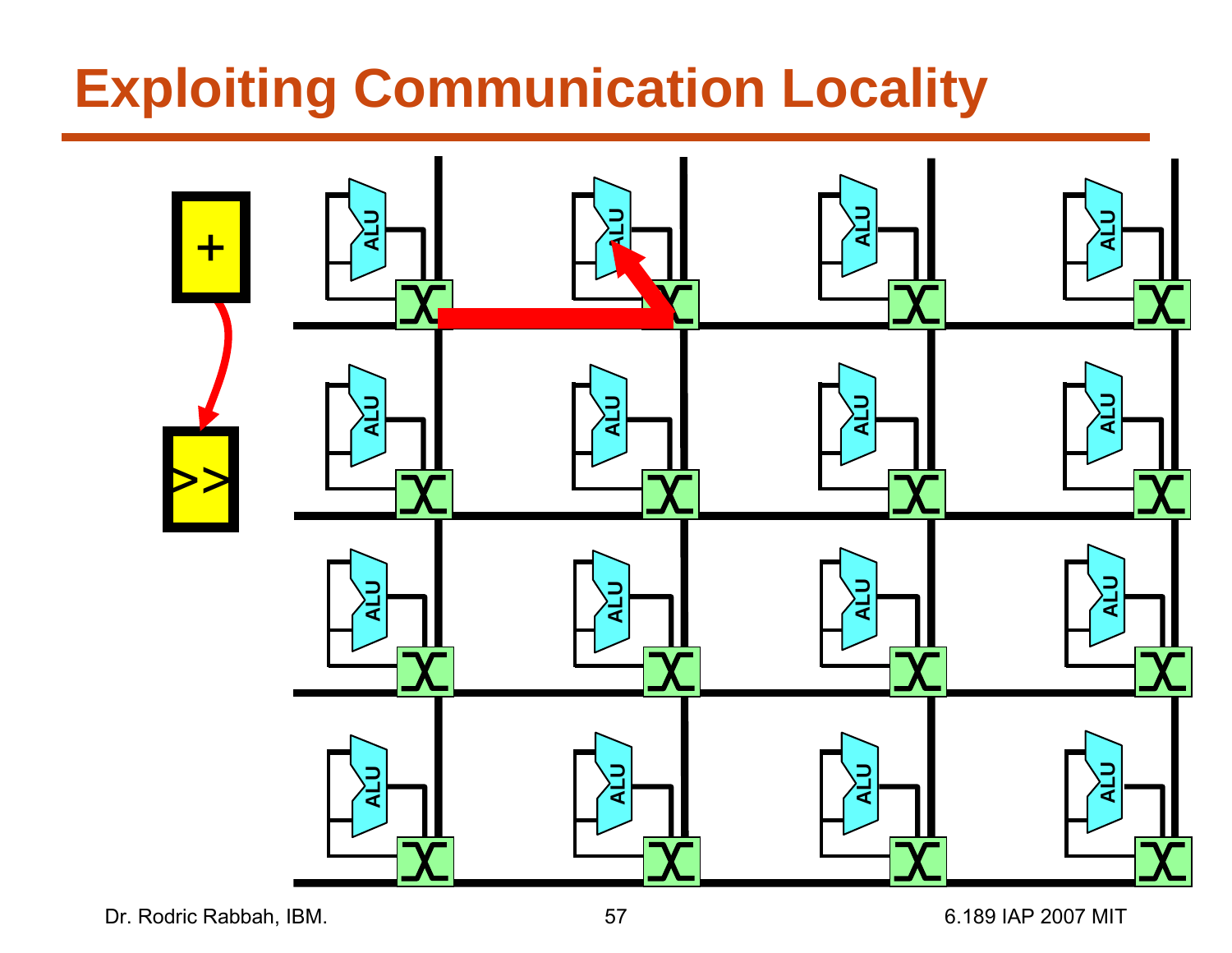# Exploiting Communication Locality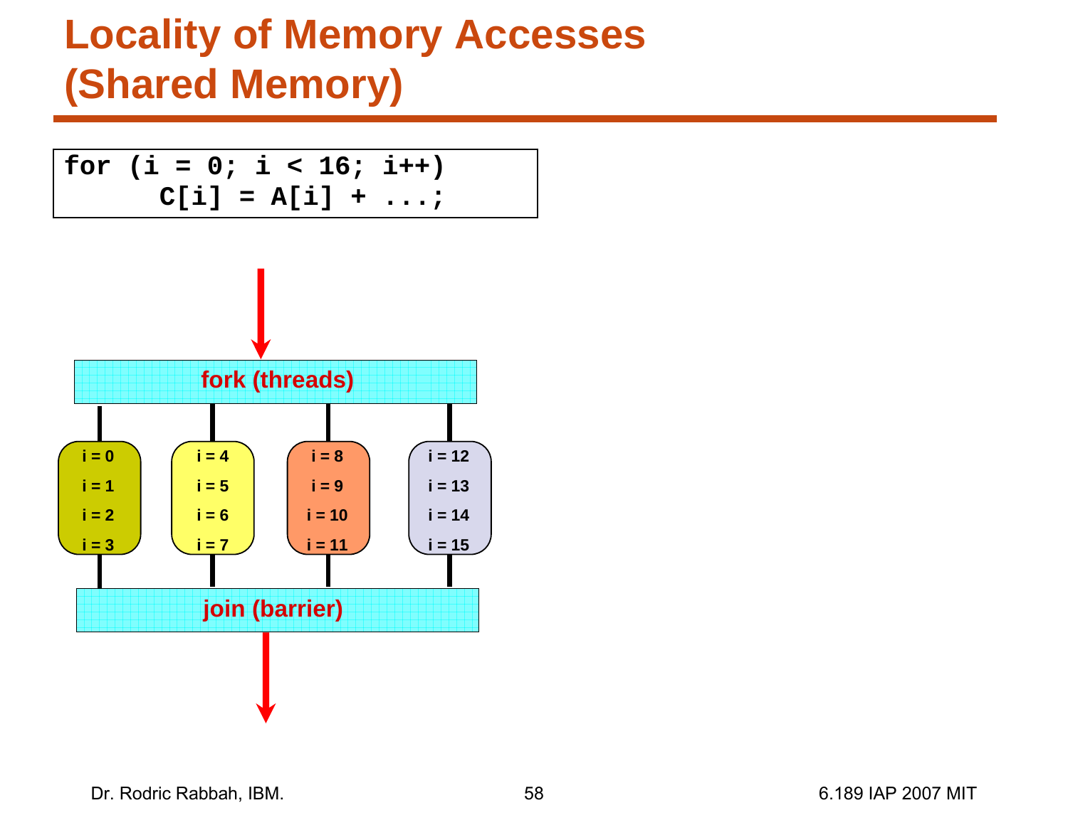# Locality of Memory Accesses (Shared Memory)

```
for (i = 0; i < 16; i++)
      C[i] = A[i] + ...;
```

fork (threads)

| i = 0 | i = 4 | i = 8 | i = 12 |
|---|---|---|---|
| i = 1 | i = 5 | i = 9 | i = 13 |
| i = 2 | i = 6 | i = 10 | i = 14 |
| i = 3 | i = 7 | i = 11 | i = 15 |

join (barrier)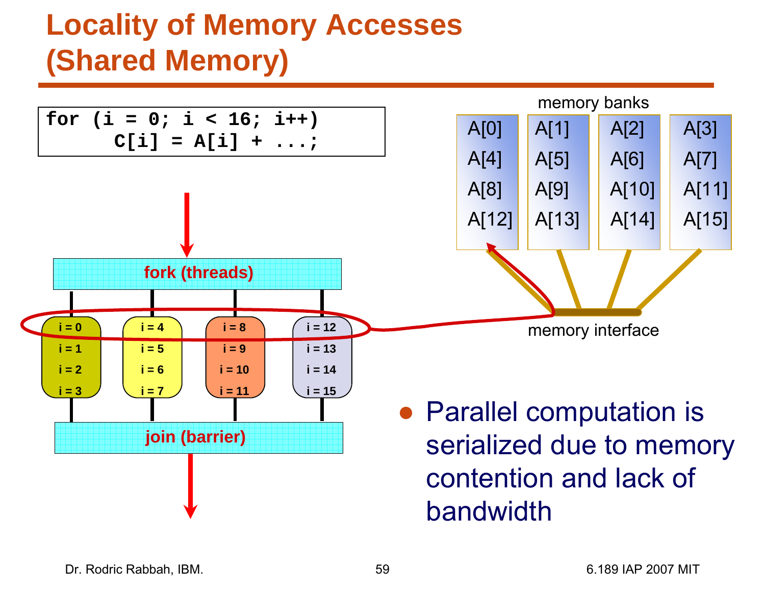# Locality of Memory Accesses (Shared Memory)

```
for (i = 0; i < 16; i++)
      C[i] = A[i] + ...;
```

fork (threads)

| i = 0 | i = 4 | i = 8 | i = 12 |
|---|---|---|---|
| i = 1 | i = 5 | i = 9 | i = 13 |
| i = 2 | i = 6 | i = 10 | i = 14 |
| i = 3 | i = 7 | i = 11 | i = 15 |

join (barrier)

memory banks

| A[0] | A[1] | A[2] | A[3] |
|---|---|---|---|
| A[4] | A[5] | A[6] | A[7] |
| A[8] | A[9] | A[10] | A[11] |
| A[12] | A[13] | A[14] | A[15] |

memory interface

- Parallel computation is serialized due to memory contention and lack of bandwidth

Dr. Rodric Rabbah, IBM.

6.189 IAP 2007 MIT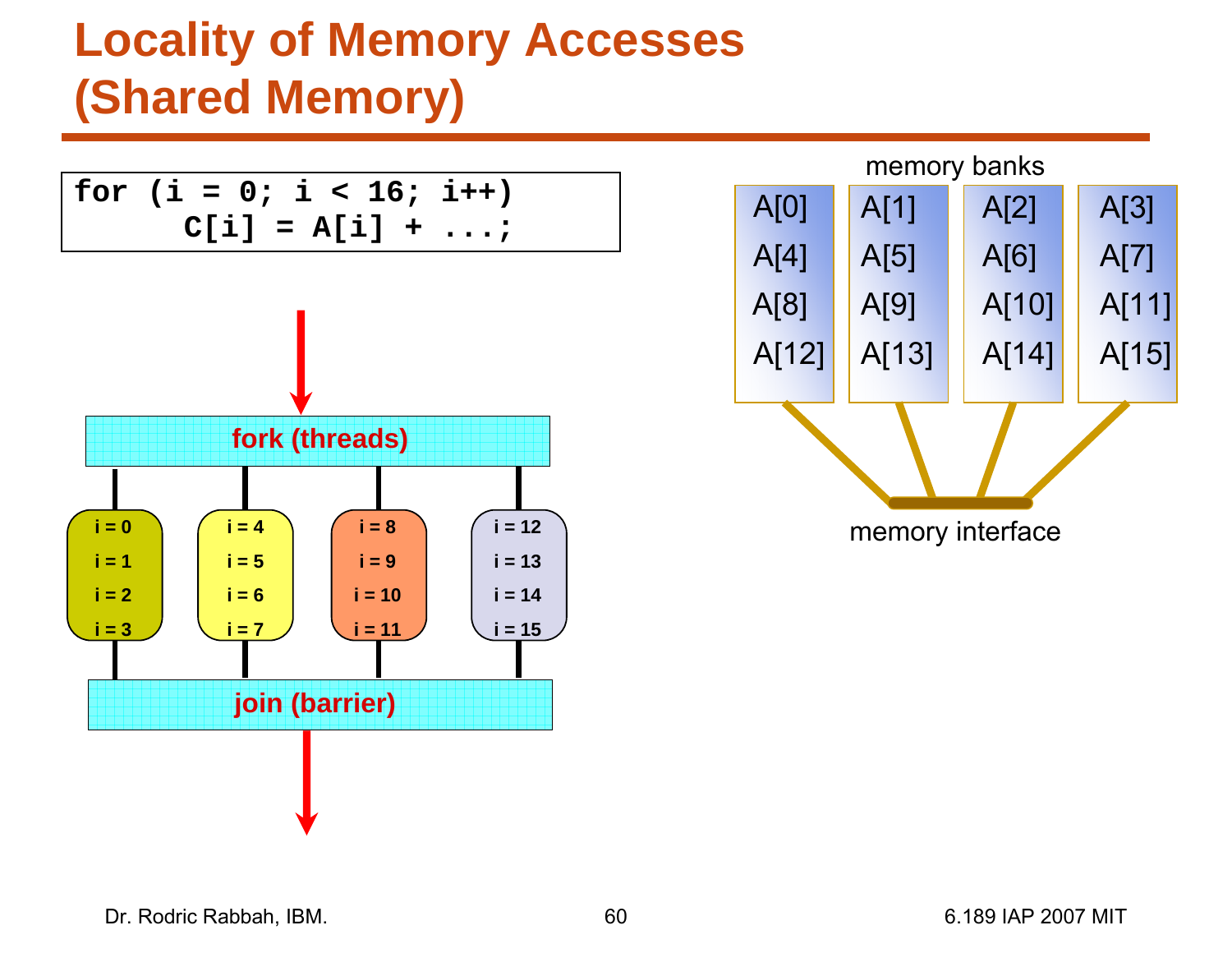# Locality of Memory Accesses (Shared Memory)

```
for (i = 0; i < 16; i++)
      C[i] = A[i] + ...;
```

fork (threads)

| i = 0 | i = 4 | i = 8 | i = 12 |
|---|---|---|---|
| i = 1 | i = 5 | i = 9 | i = 13 |
| i = 2 | i = 6 | i = 10 | i = 14 |
| i = 3 | i = 7 | i = 11 | i = 15 |

join (barrier)

memory banks

| A[0] | A[1] | A[2] | A[3] |
|---|---|---|---|
| A[4] | A[5] | A[6] | A[7] |
| A[8] | A[9] | A[10] | A[11] |
| A[12] | A[13] | A[14] | A[15] |

memory interface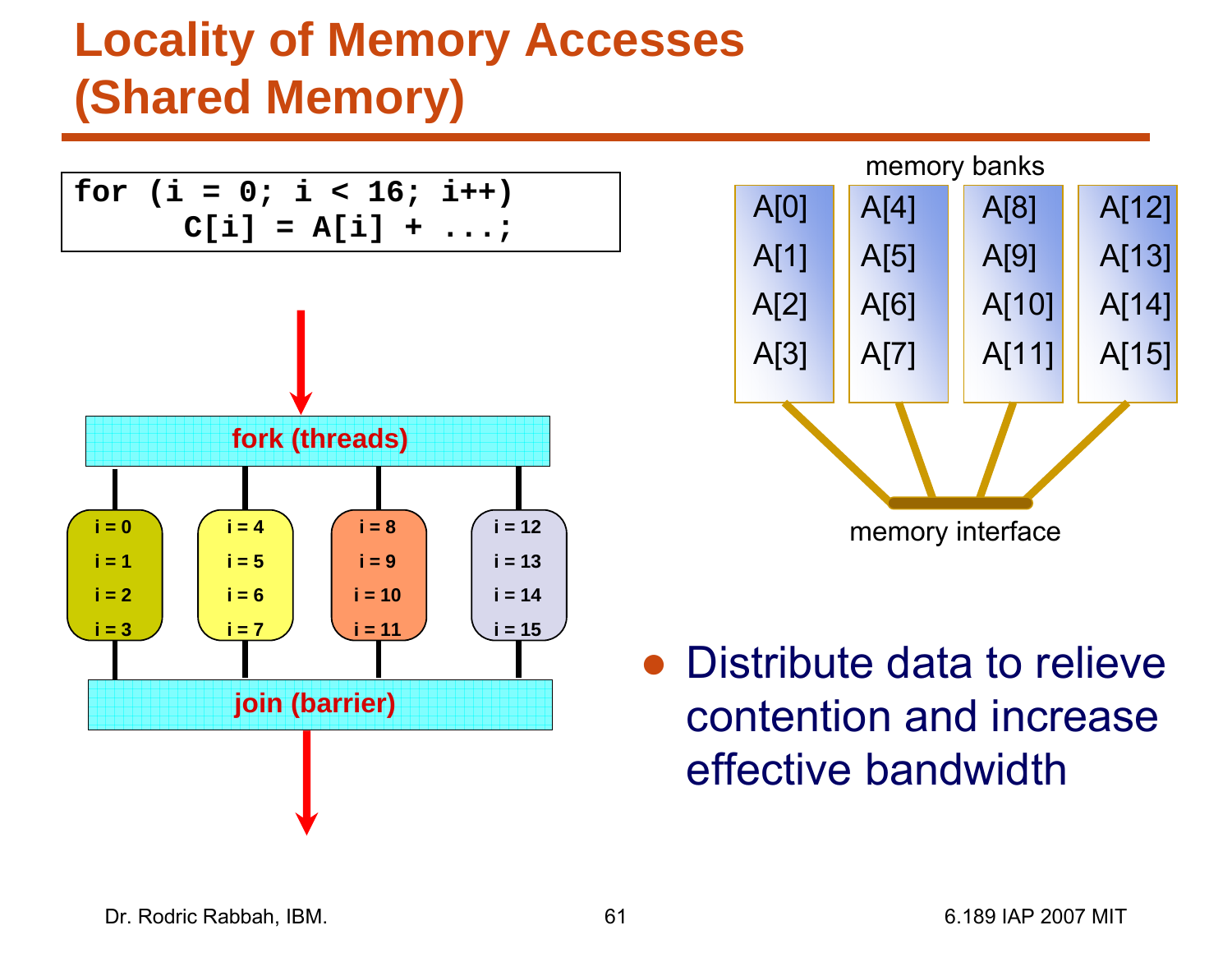# Locality of Memory Accesses (Shared Memory)

```
for (i = 0; i < 16; i++)
      C[i] = A[i] + ...;
```

fork (threads)

| i = 0 | i = 4 | i = 8 | i = 12 |
|---|---|---|---|
| i = 1 | i = 5 | i = 9 | i = 13 |
| i = 2 | i = 6 | i = 10 | i = 14 |
| i = 3 | i = 7 | i = 11 | i = 15 |

join (barrier)

memory banks

| A[0] | A[4] | A[8] | A[12] |
|---|---|---|---|
| A[1] | A[5] | A[9] | A[13] |
| A[2] | A[6] | A[10] | A[14] |
| A[3] | A[7] | A[11] | A[15] |

memory interface

- Distribute data to relieve contention and increase effective bandwidth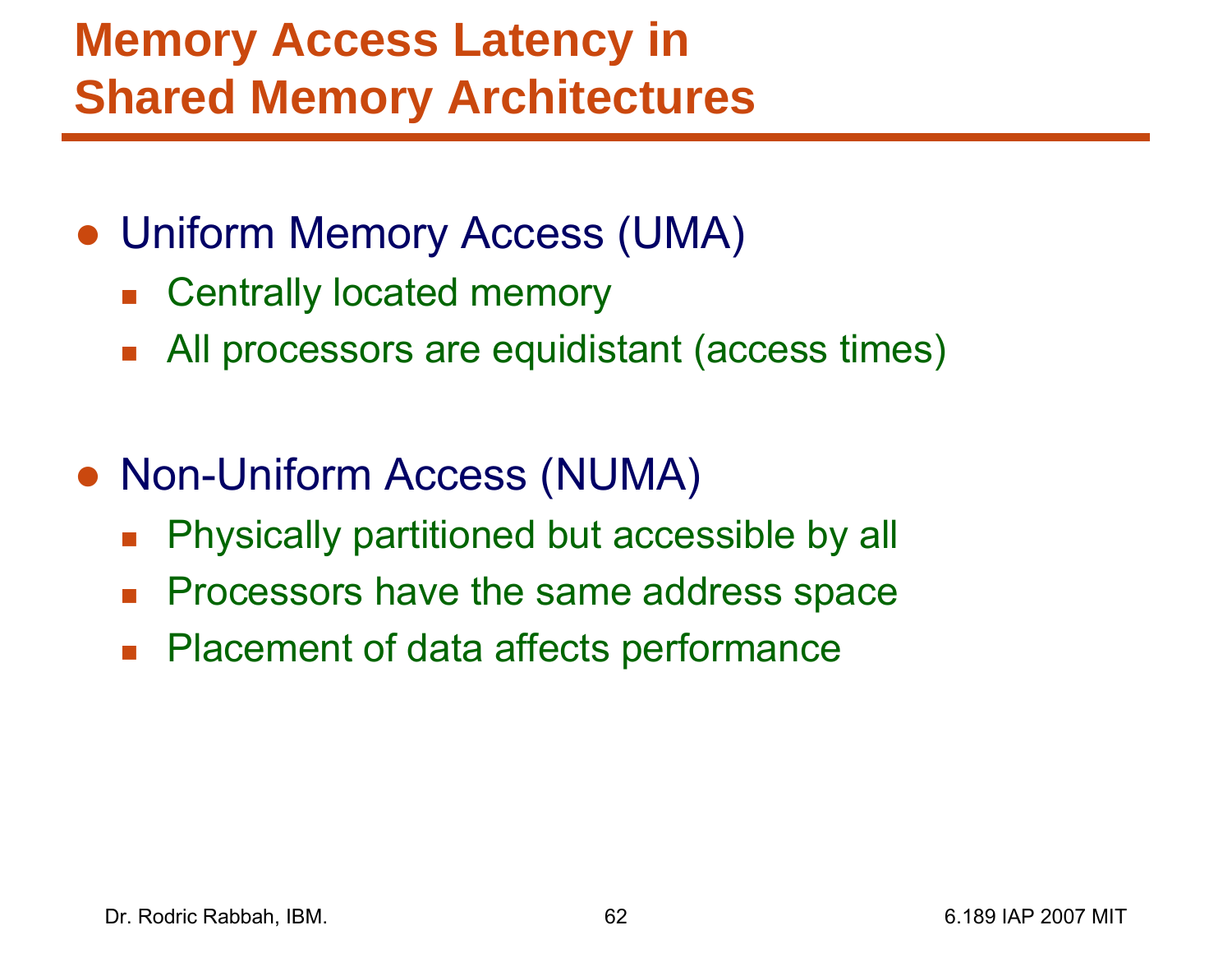# Memory Access Latency in Shared Memory Architectures

- Uniform Memory Access (UMA)
  - Centrally located memory
  - All processors are equidistant (access times)

- Non-Uniform Access (NUMA)
  - Physically partitioned but accessible by all
  - Processors have the same address space
  - Placement of data affects performance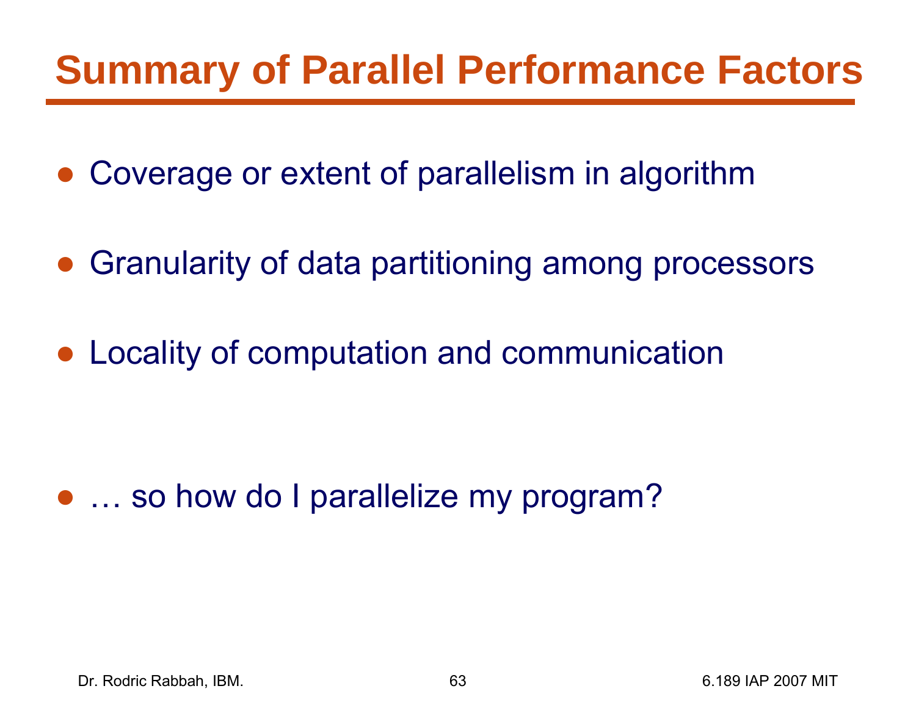# Summary of Parallel Performance Factors

- Coverage or extent of parallelism in algorithm
- Granularity of data partitioning among processors
- Locality of computation and communication

- … so how do I parallelize my program?